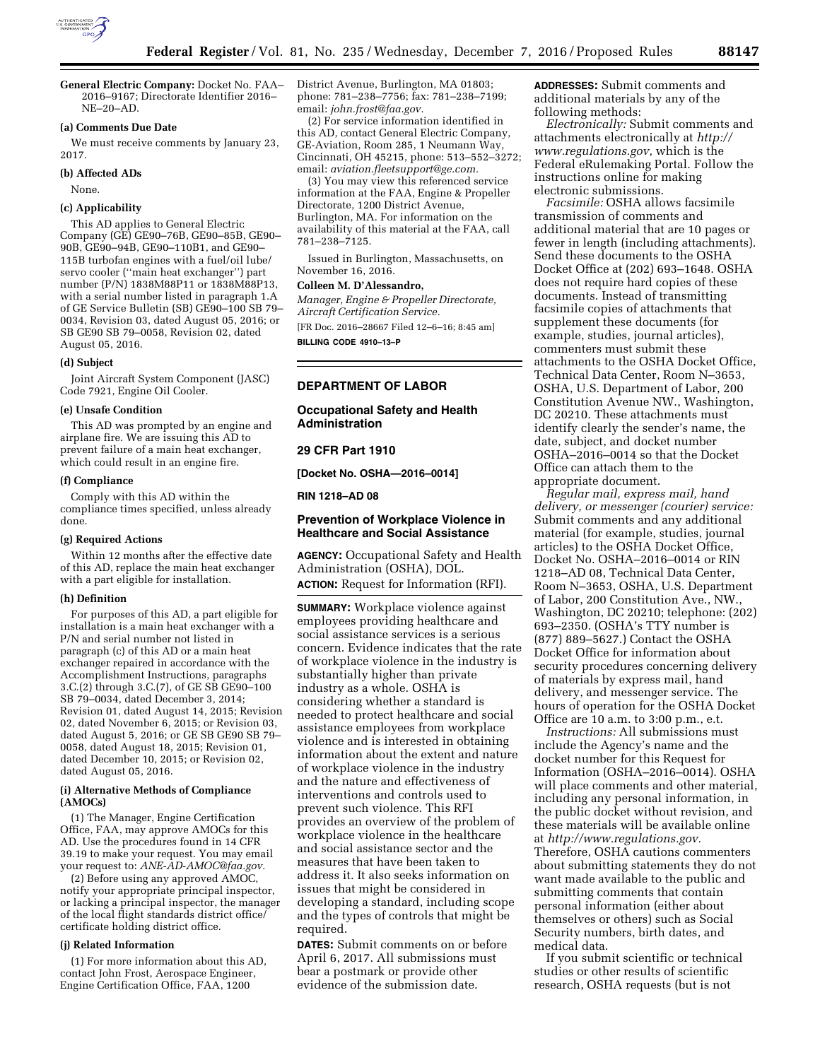**General Electric Company:** Docket No. FAA–2016–9167; Directorate Identifier 2016–NE–20–AD.

**(a) Comments Due Date**

We must receive comments by January 23, 2017.

**(b) Affected ADs**

None.

**(c) Applicability**

This AD applies to General Electric Company (GE) GE90–76B, GE90–85B, GE90–90B, GE90–94B, GE90–110B1, and GE90–115B turbofan engines with a fuel/oil lube/servo cooler (''main heat exchanger'') part number (P/N) 1838M88P11 or 1838M88P13, with a serial number listed in paragraph 1.A of GE Service Bulletin (SB) GE90–100 SB 79–0034, Revision 03, dated August 05, 2016; or SB GE90 SB 79–0058, Revision 02, dated August 05, 2016.

**(d) Subject**

Joint Aircraft System Component (JASC) Code 7921, Engine Oil Cooler.

**(e) Unsafe Condition**

This AD was prompted by an engine and airplane fire. We are issuing this AD to prevent failure of a main heat exchanger, which could result in an engine fire.

**(f) Compliance**

Comply with this AD within the compliance times specified, unless already done.

**(g) Required Actions**

Within 12 months after the effective date of this AD, replace the main heat exchanger with a part eligible for installation.

**(h) Definition**

For purposes of this AD, a part eligible for installation is a main heat exchanger with a P/N and serial number not listed in paragraph (c) of this AD or a main heat exchanger repaired in accordance with the Accomplishment Instructions, paragraphs 3.C.(2) through 3.C.(7), of GE SB GE90–100 SB 79–0034, dated December 3, 2014; Revision 01, dated August 14, 2015; Revision 02, dated November 6, 2015; or Revision 03, dated August 5, 2016; or GE SB GE90 SB 79–0058, dated August 18, 2015; Revision 01, dated December 10, 2015; or Revision 02, dated August 05, 2016.

**(i) Alternative Methods of Compliance (AMOCs)**

(1) The Manager, Engine Certification Office, FAA, may approve AMOCs for this AD. Use the procedures found in 14 CFR 39.19 to make your request. You may email your request to: *ANE-AD-AMOC@faa.gov.*

(2) Before using any approved AMOC, notify your appropriate principal inspector, or lacking a principal inspector, the manager of the local flight standards district office/certificate holding district office.

**(j) Related Information**

(1) For more information about this AD, contact John Frost, Aerospace Engineer, Engine Certification Office, FAA, 1200 District Avenue, Burlington, MA 01803; phone: 781–238–7756; fax: 781–238–7199; email: *john.frost@faa.gov.*

(2) For service information identified in this AD, contact General Electric Company, GE-Aviation, Room 285, 1 Neumann Way, Cincinnati, OH 45215, phone: 513–552–3272; email: *aviation.fleetsupport@ge.com.*

(3) You may view this referenced service information at the FAA, Engine & Propeller Directorate, 1200 District Avenue, Burlington, MA. For information on the availability of this material at the FAA, call 781–238–7125.

Issued in Burlington, Massachusetts, on November 16, 2016.

**Colleen M. D'Alessandro,**

*Manager, Engine & Propeller Directorate, Aircraft Certification Service.*

[FR Doc. 2016–28667 Filed 12–6–16; 8:45 am]

**BILLING CODE 4910–13–P**

---

## DEPARTMENT OF LABOR

### Occupational Safety and Health Administration

### 29 CFR Part 1910

**[Docket No. OSHA—2016–0014]**

**RIN 1218–AD 08**

### Prevention of Workplace Violence in Healthcare and Social Assistance

**AGENCY:** Occupational Safety and Health Administration (OSHA), DOL.

**ACTION:** Request for Information (RFI).

**SUMMARY:** Workplace violence against employees providing healthcare and social assistance services is a serious concern. Evidence indicates that the rate of workplace violence in the industry is substantially higher than private industry as a whole. OSHA is considering whether a standard is needed to protect healthcare and social assistance employees from workplace violence and is interested in obtaining information about the extent and nature of workplace violence in the industry and the nature and effectiveness of interventions and controls used to prevent such violence. This RFI provides an overview of the problem of workplace violence in the healthcare and social assistance sector and the measures that have been taken to address it. It also seeks information on issues that might be considered in developing a standard, including scope and the types of controls that might be required.

**DATES:** Submit comments on or before April 6, 2017. All submissions must bear a postmark or provide other evidence of the submission date.

**ADDRESSES:** Submit comments and additional materials by any of the following methods:

*Electronically:* Submit comments and attachments electronically at *http://www.regulations.gov,* which is the Federal eRulemaking Portal. Follow the instructions online for making electronic submissions.

*Facsimile:* OSHA allows facsimile transmission of comments and additional material that are 10 pages or fewer in length (including attachments). Send these documents to the OSHA Docket Office at (202) 693–1648. OSHA does not require hard copies of these documents. Instead of transmitting facsimile copies of attachments that supplement these documents (for example, studies, journal articles), commenters must submit these attachments to the OSHA Docket Office, Technical Data Center, Room N–3653, OSHA, U.S. Department of Labor, 200 Constitution Avenue NW., Washington, DC 20210. These attachments must identify clearly the sender's name, the date, subject, and docket number OSHA–2016–0014 so that the Docket Office can attach them to the appropriate document.

*Regular mail, express mail, hand delivery, or messenger (courier) service:* Submit comments and any additional material (for example, studies, journal articles) to the OSHA Docket Office, Docket No. OSHA–2016–0014 or RIN 1218–AD 08, Technical Data Center, Room N–3653, OSHA, U.S. Department of Labor, 200 Constitution Ave., NW., Washington, DC 20210; telephone: (202) 693–2350. (OSHA's TTY number is (877) 889–5627.) Contact the OSHA Docket Office for information about security procedures concerning delivery of materials by express mail, hand delivery, and messenger service. The hours of operation for the OSHA Docket Office are 10 a.m. to 3:00 p.m., e.t.

*Instructions:* All submissions must include the Agency's name and the docket number for this Request for Information (OSHA–2016–0014). OSHA will place comments and other material, including any personal information, in the public docket without revision, and these materials will be available online at *http://www.regulations.gov.* Therefore, OSHA cautions commenters about submitting statements they do not want made available to the public and submitting comments that contain personal information (either about themselves or others) such as Social Security numbers, birth dates, and medical data.

If you submit scientific or technical studies or other results of scientific research, OSHA requests (but is not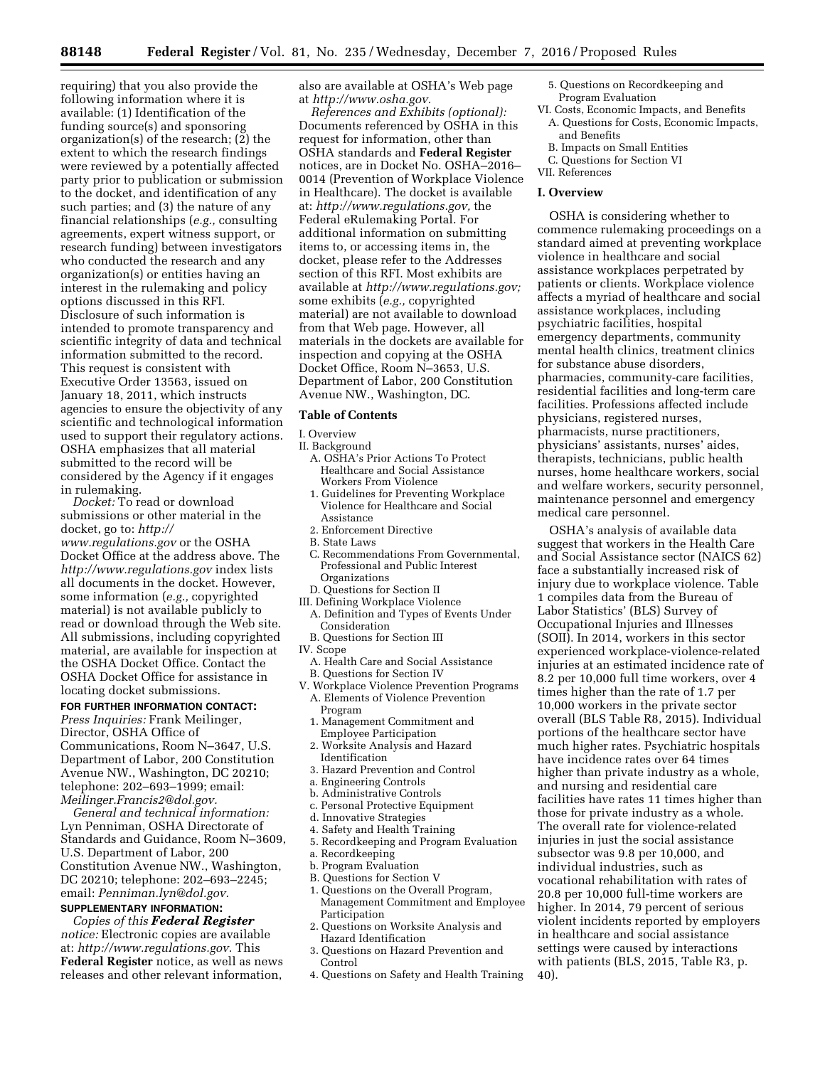requiring) that you also provide the following information where it is available: (1) Identification of the funding source(s) and sponsoring organization(s) of the research; (2) the extent to which the research findings were reviewed by a potentially affected party prior to publication or submission to the docket, and identification of any such parties; and (3) the nature of any financial relationships (*e.g.,* consulting agreements, expert witness support, or research funding) between investigators who conducted the research and any organization(s) or entities having an interest in the rulemaking and policy options discussed in this RFI. Disclosure of such information is intended to promote transparency and scientific integrity of data and technical information submitted to the record. This request is consistent with Executive Order 13563, issued on January 18, 2011, which instructs agencies to ensure the objectivity of any scientific and technological information used to support their regulatory actions. OSHA emphasizes that all material submitted to the record will be considered by the Agency if it engages in rulemaking.

*Docket:* To read or download submissions or other material in the docket, go to: *http://www.regulations.gov* or the OSHA Docket Office at the address above. The *http://www.regulations.gov* index lists all documents in the docket. However, some information (*e.g.,* copyrighted material) is not available publicly to read or download through the Web site. All submissions, including copyrighted material, are available for inspection at the OSHA Docket Office. Contact the OSHA Docket Office for assistance in locating docket submissions.

**FOR FURTHER INFORMATION CONTACT:**

*Press Inquiries:* Frank Meilinger, Director, OSHA Office of Communications, Room N–3647, U.S. Department of Labor, 200 Constitution Avenue NW., Washington, DC 20210; telephone: 202–693–1999; email: *Meilinger.Francis2@dol.gov.*

*General and technical information:* Lyn Penniman, OSHA Directorate of Standards and Guidance, Room N–3609, U.S. Department of Labor, 200 Constitution Avenue NW., Washington, DC 20210; telephone: 202–693–2245; email: *Penniman.lyn@dol.gov.*

**SUPPLEMENTARY INFORMATION:**

*Copies of this* ***Federal Register*** *notice:* Electronic copies are available at: *http://www.regulations.gov.* This **Federal Register** notice, as well as news releases and other relevant information, also are available at OSHA's Web page at *http://www.osha.gov.*

*References and Exhibits (optional):* Documents referenced by OSHA in this request for information, other than OSHA standards and **Federal Register** notices, are in Docket No. OSHA–2016–0014 (Prevention of Workplace Violence in Healthcare). The docket is available at: *http://www.regulations.gov,* the Federal eRulemaking Portal. For additional information on submitting items to, or accessing items in, the docket, please refer to the Addresses section of this RFI. Most exhibits are available at *http://www.regulations.gov;* some exhibits (*e.g.,* copyrighted material) are not available to download from that Web page. However, all materials in the dockets are available for inspection and copying at the OSHA Docket Office, Room N–3653, U.S. Department of Labor, 200 Constitution Avenue NW., Washington, DC.

**Table of Contents**

I. Overview
II. Background
  A. OSHA's Prior Actions To Protect Healthcare and Social Assistance Workers From Violence
  1. Guidelines for Preventing Workplace Violence for Healthcare and Social Assistance
  2. Enforcement Directive
  B. State Laws
  C. Recommendations From Governmental, Professional and Public Interest Organizations
  D. Questions for Section II
III. Defining Workplace Violence
  A. Definition and Types of Events Under Consideration
  B. Questions for Section III
IV. Scope
  A. Health Care and Social Assistance
  B. Questions for Section IV
V. Workplace Violence Prevention Programs
  A. Elements of Violence Prevention Program
  1. Management Commitment and Employee Participation
  2. Worksite Analysis and Hazard Identification
  3. Hazard Prevention and Control
  a. Engineering Controls
  b. Administrative Controls
  c. Personal Protective Equipment
  d. Innovative Strategies
  4. Safety and Health Training
  5. Recordkeeping and Program Evaluation
  a. Recordkeeping
  b. Program Evaluation
  B. Questions for Section V
  1. Questions on the Overall Program, Management Commitment and Employee Participation
  2. Questions on Worksite Analysis and Hazard Identification
  3. Questions on Hazard Prevention and Control
  4. Questions on Safety and Health Training
  5. Questions on Recordkeeping and Program Evaluation
VI. Costs, Economic Impacts, and Benefits
  A. Questions for Costs, Economic Impacts, and Benefits
  B. Impacts on Small Entities
  C. Questions for Section VI
VII. References

## I. Overview

OSHA is considering whether to commence rulemaking proceedings on a standard aimed at preventing workplace violence in healthcare and social assistance workplaces perpetrated by patients or clients. Workplace violence affects a myriad of healthcare and social assistance workplaces, including psychiatric facilities, hospital emergency departments, community mental health clinics, treatment clinics for substance abuse disorders, pharmacies, community-care facilities, residential facilities and long-term care facilities. Professions affected include physicians, registered nurses, pharmacists, nurse practitioners, physicians' assistants, nurses' aides, therapists, technicians, public health nurses, home healthcare workers, social and welfare workers, security personnel, maintenance personnel and emergency medical care personnel.

OSHA's analysis of available data suggest that workers in the Health Care and Social Assistance sector (NAICS 62) face a substantially increased risk of injury due to workplace violence. Table 1 compiles data from the Bureau of Labor Statistics' (BLS) Survey of Occupational Injuries and Illnesses (SOII). In 2014, workers in this sector experienced workplace-violence-related injuries at an estimated incidence rate of 8.2 per 10,000 full time workers, over 4 times higher than the rate of 1.7 per 10,000 workers in the private sector overall (BLS Table R8, 2015). Individual portions of the healthcare sector have much higher rates. Psychiatric hospitals have incidence rates over 64 times higher than private industry as a whole, and nursing and residential care facilities have rates 11 times higher than those for private industry as a whole. The overall rate for violence-related injuries in just the social assistance subsector was 9.8 per 10,000, and individual industries, such as vocational rehabilitation with rates of 20.8 per 10,000 full-time workers are higher. In 2014, 79 percent of serious violent incidents reported by employers in healthcare and social assistance settings were caused by interactions with patients (BLS, 2015, Table R3, p. 40).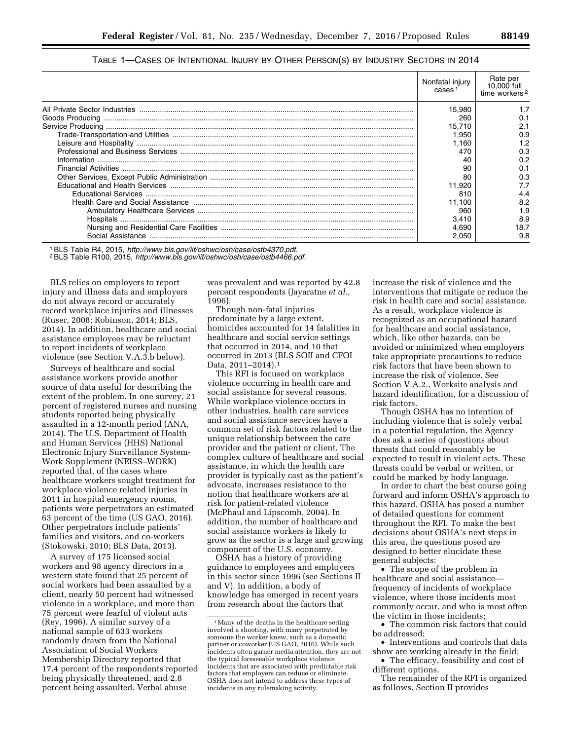TABLE 1—CASES OF INTENTIONAL INJURY BY OTHER PERSON(S) BY INDUSTRY SECTORS IN 2014

| | Nonfatal injury cases [1] | Rate per 10,000 full time workers [2] |
|---|---|---|
| All Private Sector Industries | 15,980 | 1.7 |
| Goods Producing | 260 | 0.1 |
| Service Producing | 15,710 | 2.1 |
| Trade-Transportation-and Utilities | 1,950 | 0.9 |
| Leisure and Hospitality | 1,160 | 1.2 |
| Professional and Business Services | 470 | 0.3 |
| Information | 40 | 0.2 |
| Financial Activities | 90 | 0.1 |
| Other Services, Except Public Administration | 80 | 0.3 |
| Educational and Health Services | 11,920 | 7.7 |
| Educational Services | 810 | 4.4 |
| Health Care and Social Assistance | 11,100 | 8.2 |
| Ambulatory Healthcare Services | 960 | 1.9 |
| Hospitals | 3,410 | 8.9 |
| Nursing and Residential Care Facilities | 4,690 | 18.7 |
| Social Assistance | 2,050 | 9.8 |

[1] BLS Table R4, 2015, *http://www.bls.gov/iif/oshwc/osh/case/ostb4370.pdf.*
[2] BLS Table R100, 2015, *http://www.bls.gov/iif/oshwc/osh/case/ostb4466.pdf.*

BLS relies on employers to report injury and illness data and employers do not always record or accurately record workplace injuries and illnesses (Ruser, 2008; Robinson, 2014; BLS, 2014). In addition, healthcare and social assistance employees may be reluctant to report incidents of workplace violence (see Section V.A.3.b below).

Surveys of healthcare and social assistance workers provide another source of data useful for describing the extent of the problem. In one survey, 21 percent of registered nurses and nursing students reported being physically assaulted in a 12-month period (ANA, 2014). The U.S. Department of Health and Human Services (HHS) National Electronic Injury Surveillance System-Work Supplement (NEISS–WORK) reported that, of the cases where healthcare workers sought treatment for workplace violence related injuries in 2011 in hospital emergency rooms, patients were perpetrators an estimated 63 percent of the time (US GAO, 2016). Other perpetrators include patients' families and visitors, and co-workers (Stokowski, 2010; BLS Data, 2013).

A survey of 175 licensed social workers and 98 agency directors in a western state found that 25 percent of social workers had been assaulted by a client, nearly 50 percent had witnessed violence in a workplace, and more than 75 percent were fearful of violent acts (Rey, 1996). A similar survey of a national sample of 633 workers randomly drawn from the National Association of Social Workers Membership Directory reported that 17.4 percent of the respondents reported being physically threatened, and 2.8 percent being assaulted. Verbal abuse was prevalent and was reported by 42.8 percent respondents (Jayaratne *et al.,* 1996).

Though non-fatal injuries predominate by a large extent, homicides accounted for 14 fatalities in healthcare and social service settings that occurred in 2014, and 10 that occurred in 2013 (BLS SOII and CFOI Data, 2011–2014).[1]

This RFI is focused on workplace violence occurring in health care and social assistance for several reasons. While workplace violence occurs in other industries, health care services and social assistance services have a common set of risk factors related to the unique relationship between the care provider and the patient or client. The complex culture of healthcare and social assistance, in which the health care provider is typically cast as the patient's advocate, increases resistance to the notion that healthcare workers are at risk for patient-related violence (McPhaul and Lipscomb, 2004). In addition, the number of healthcare and social assistance workers is likely to grow as the sector is a large and growing component of the U.S. economy.

OSHA has a history of providing guidance to employees and employers in this sector since 1996 (see Sections II and V). In addition, a body of knowledge has emerged in recent years from research about the factors that increase the risk of violence and the interventions that mitigate or reduce the risk in health care and social assistance. As a result, workplace violence is recognized as an occupational hazard for healthcare and social assistance, which, like other hazards, can be avoided or minimized when employers take appropriate precautions to reduce risk factors that have been shown to increase the risk of violence. See Section V.A.2., Worksite analysis and hazard identification, for a discussion of risk factors.

Though OSHA has no intention of including violence that is solely verbal in a potential regulation, the Agency does ask a series of questions about threats that could reasonably be expected to result in violent acts. These threats could be verbal or written, or could be marked by body language.

In order to chart the best course going forward and inform OSHA's approach to this hazard, OSHA has posed a number of detailed questions for comment throughout the RFI. To make the best decisions about OSHA's next steps in this area, the questions posed are designed to better elucidate these general subjects:

- The scope of the problem in healthcare and social assistance—frequency of incidents of workplace violence, where those incidents most commonly occur, and who is most often the victim in those incidents;
- The common risk factors that could be addressed;
- Interventions and controls that data show are working already in the field;
- The efficacy, feasibility and cost of different options.

The remainder of the RFI is organized as follows. Section II provides

[1] Many of the deaths in the healthcare setting involved a shooting, with many perpetrated by someone the worker knew, such as a domestic partner or coworker (US GAO, 2016). While such incidents often garner media attention, they are not the typical foreseeable workplace violence incidents that are associated with predictable risk factors that employers can reduce or eliminate. OSHA does not intend to address these types of incidents in any rulemaking activity.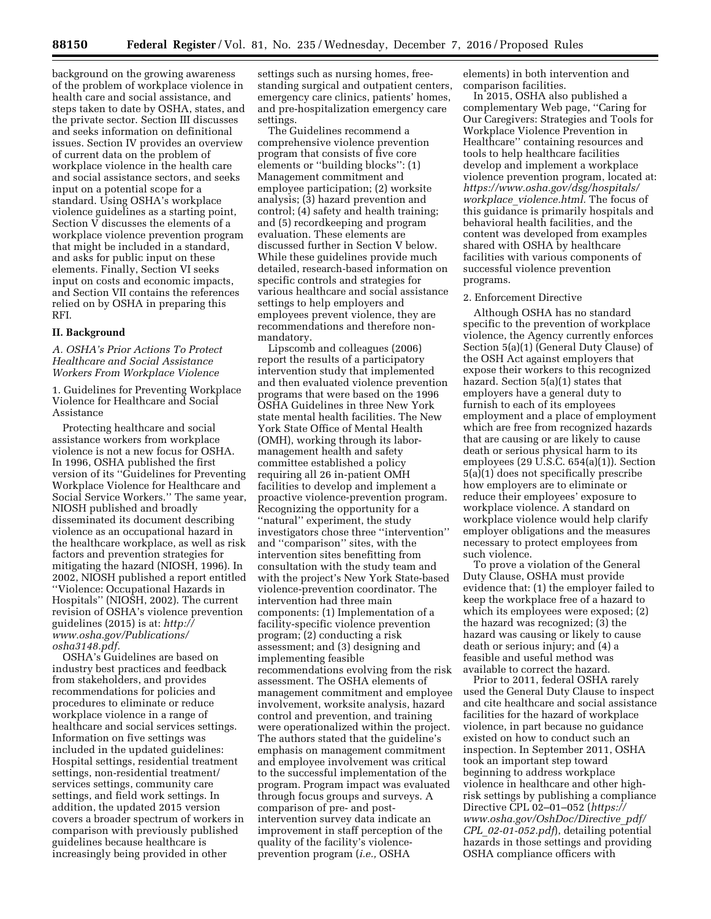background on the growing awareness of the problem of workplace violence in health care and social assistance, and steps taken to date by OSHA, states, and the private sector. Section III discusses and seeks information on definitional issues. Section IV provides an overview of current data on the problem of workplace violence in the health care and social assistance sectors, and seeks input on a potential scope for a standard. Using OSHA's workplace violence guidelines as a starting point, Section V discusses the elements of a workplace violence prevention program that might be included in a standard, and asks for public input on these elements. Finally, Section VI seeks input on costs and economic impacts, and Section VII contains the references relied on by OSHA in preparing this RFI.

## II. Background

### *A. OSHA's Prior Actions To Protect Healthcare and Social Assistance Workers From Workplace Violence*

1. Guidelines for Preventing Workplace Violence for Healthcare and Social Assistance

Protecting healthcare and social assistance workers from workplace violence is not a new focus for OSHA. In 1996, OSHA published the first version of its ''Guidelines for Preventing Workplace Violence for Healthcare and Social Service Workers.'' The same year, NIOSH published and broadly disseminated its document describing violence as an occupational hazard in the healthcare workplace, as well as risk factors and prevention strategies for mitigating the hazard (NIOSH, 1996). In 2002, NIOSH published a report entitled ''Violence: Occupational Hazards in Hospitals'' (NIOSH, 2002). The current revision of OSHA's violence prevention guidelines (2015) is at: *http://www.osha.gov/Publications/osha3148.pdf.*

OSHA's Guidelines are based on industry best practices and feedback from stakeholders, and provides recommendations for policies and procedures to eliminate or reduce workplace violence in a range of healthcare and social services settings. Information on five settings was included in the updated guidelines: Hospital settings, residential treatment settings, non-residential treatment/services settings, community care settings, and field work settings. In addition, the updated 2015 version covers a broader spectrum of workers in comparison with previously published guidelines because healthcare is increasingly being provided in other settings such as nursing homes, free-standing surgical and outpatient centers, emergency care clinics, patients' homes, and pre-hospitalization emergency care settings.

The Guidelines recommend a comprehensive violence prevention program that consists of five core elements or ''building blocks'': (1) Management commitment and employee participation; (2) worksite analysis; (3) hazard prevention and control; (4) safety and health training; and (5) recordkeeping and program evaluation. These elements are discussed further in Section V below. While these guidelines provide much detailed, research-based information on specific controls and strategies for various healthcare and social assistance settings to help employers and employees prevent violence, they are recommendations and therefore non-mandatory.

Lipscomb and colleagues (2006) report the results of a participatory intervention study that implemented and then evaluated violence prevention programs that were based on the 1996 OSHA Guidelines in three New York state mental health facilities. The New York State Office of Mental Health (OMH), working through its labor-management health and safety committee established a policy requiring all 26 in-patient OMH facilities to develop and implement a proactive violence-prevention program. Recognizing the opportunity for a ''natural'' experiment, the study investigators chose three ''intervention'' and ''comparison'' sites, with the intervention sites benefitting from consultation with the study team and with the project's New York State-based violence-prevention coordinator. The intervention had three main components: (1) Implementation of a facility-specific violence prevention program; (2) conducting a risk assessment; and (3) designing and implementing feasible recommendations evolving from the risk assessment. The OSHA elements of management commitment and employee involvement, worksite analysis, hazard control and prevention, and training were operationalized within the project. The authors stated that the guideline's emphasis on management commitment and employee involvement was critical to the successful implementation of the program. Program impact was evaluated through focus groups and surveys. A comparison of pre- and post-intervention survey data indicate an improvement in staff perception of the quality of the facility's violence-prevention program (*i.e.,* OSHA elements) in both intervention and comparison facilities.

In 2015, OSHA also published a complementary Web page, ''Caring for Our Caregivers: Strategies and Tools for Workplace Violence Prevention in Healthcare'' containing resources and tools to help healthcare facilities develop and implement a workplace violence prevention program, located at: *https://www.osha.gov/dsg/hospitals/workplace_violence.html.* The focus of this guidance is primarily hospitals and behavioral health facilities, and the content was developed from examples shared with OSHA by healthcare facilities with various components of successful violence prevention programs.

2. Enforcement Directive

Although OSHA has no standard specific to the prevention of workplace violence, the Agency currently enforces Section 5(a)(1) (General Duty Clause) of the OSH Act against employers that expose their workers to this recognized hazard. Section 5(a)(1) states that employers have a general duty to furnish to each of its employees employment and a place of employment which are free from recognized hazards that are causing or are likely to cause death or serious physical harm to its employees (29 U.S.C. 654(a)(1)). Section 5(a)(1) does not specifically prescribe how employers are to eliminate or reduce their employees' exposure to workplace violence. A standard on workplace violence would help clarify employer obligations and the measures necessary to protect employees from such violence.

To prove a violation of the General Duty Clause, OSHA must provide evidence that: (1) the employer failed to keep the workplace free of a hazard to which its employees were exposed; (2) the hazard was recognized; (3) the hazard was causing or likely to cause death or serious injury; and (4) a feasible and useful method was available to correct the hazard.

Prior to 2011, federal OSHA rarely used the General Duty Clause to inspect and cite healthcare and social assistance facilities for the hazard of workplace violence, in part because no guidance existed on how to conduct such an inspection. In September 2011, OSHA took an important step toward beginning to address workplace violence in healthcare and other high-risk settings by publishing a compliance Directive CPL 02–01–052 (*https://www.osha.gov/OshDoc/Directive_pdf/CPL_02-01-052.pdf*), detailing potential hazards in those settings and providing OSHA compliance officers with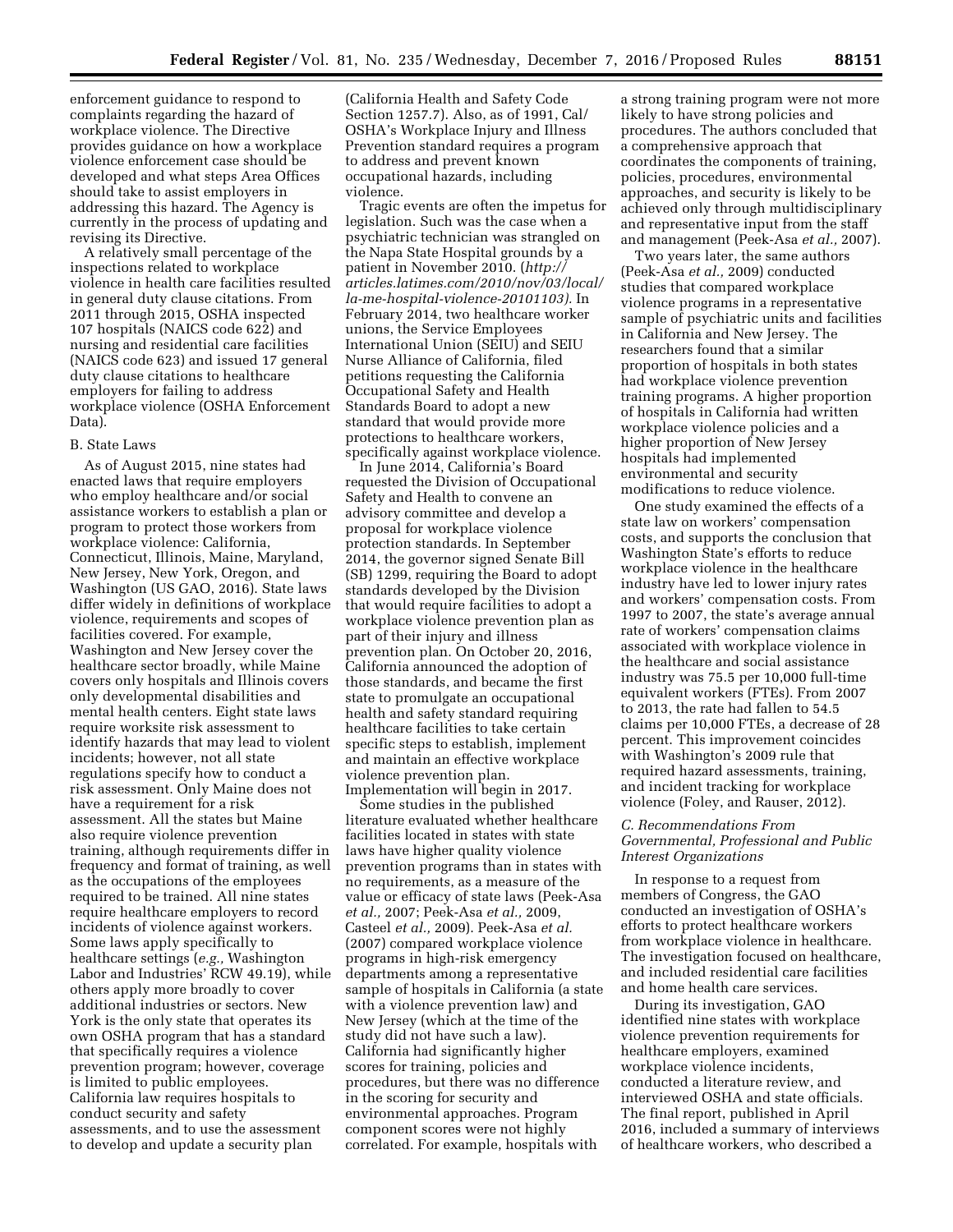enforcement guidance to respond to complaints regarding the hazard of workplace violence. The Directive provides guidance on how a workplace violence enforcement case should be developed and what steps Area Offices should take to assist employers in addressing this hazard. The Agency is currently in the process of updating and revising its Directive.

A relatively small percentage of the inspections related to workplace violence in health care facilities resulted in general duty clause citations. From 2011 through 2015, OSHA inspected 107 hospitals (NAICS code 622) and nursing and residential care facilities (NAICS code 623) and issued 17 general duty clause citations to healthcare employers for failing to address workplace violence (OSHA Enforcement Data).

B. State Laws

As of August 2015, nine states had enacted laws that require employers who employ healthcare and/or social assistance workers to establish a plan or program to protect those workers from workplace violence: California, Connecticut, Illinois, Maine, Maryland, New Jersey, New York, Oregon, and Washington (US GAO, 2016). State laws differ widely in definitions of workplace violence, requirements and scopes of facilities covered. For example, Washington and New Jersey cover the healthcare sector broadly, while Maine covers only hospitals and Illinois covers only developmental disabilities and mental health centers. Eight state laws require worksite risk assessment to identify hazards that may lead to violent incidents; however, not all state regulations specify how to conduct a risk assessment. Only Maine does not have a requirement for a risk assessment. All the states but Maine also require violence prevention training, although requirements differ in frequency and format of training, as well as the occupations of the employees required to be trained. All nine states require healthcare employers to record incidents of violence against workers. Some laws apply specifically to healthcare settings (*e.g.,* Washington Labor and Industries' RCW 49.19), while others apply more broadly to cover additional industries or sectors. New York is the only state that operates its own OSHA program that has a standard that specifically requires a violence prevention program; however, coverage is limited to public employees. California law requires hospitals to conduct security and safety assessments, and to use the assessment to develop and update a security plan (California Health and Safety Code Section 1257.7). Also, as of 1991, Cal/OSHA's Workplace Injury and Illness Prevention standard requires a program to address and prevent known occupational hazards, including violence.

Tragic events are often the impetus for legislation. Such was the case when a psychiatric technician was strangled on the Napa State Hospital grounds by a patient in November 2010. (*http://articles.latimes.com/2010/nov/03/local/la-me-hospital-violence-20101103).* In February 2014, two healthcare worker unions, the Service Employees International Union (SEIU) and SEIU Nurse Alliance of California, filed petitions requesting the California Occupational Safety and Health Standards Board to adopt a new standard that would provide more protections to healthcare workers, specifically against workplace violence.

In June 2014, California's Board requested the Division of Occupational Safety and Health to convene an advisory committee and develop a proposal for workplace violence protection standards. In September 2014, the governor signed Senate Bill (SB) 1299, requiring the Board to adopt standards developed by the Division that would require facilities to adopt a workplace violence prevention plan as part of their injury and illness prevention plan. On October 20, 2016, California announced the adoption of those standards, and became the first state to promulgate an occupational health and safety standard requiring healthcare facilities to take certain specific steps to establish, implement and maintain an effective workplace violence prevention plan. Implementation will begin in 2017.

Some studies in the published literature evaluated whether healthcare facilities located in states with state laws have higher quality violence prevention programs than in states with no requirements, as a measure of the value or efficacy of state laws (Peek-Asa *et al.,* 2007; Peek-Asa *et al.,* 2009, Casteel *et al.,* 2009). Peek-Asa *et al.* (2007) compared workplace violence programs in high-risk emergency departments among a representative sample of hospitals in California (a state with a violence prevention law) and New Jersey (which at the time of the study did not have such a law). California had significantly higher scores for training, policies and procedures, but there was no difference in the scoring for security and environmental approaches. Program component scores were not highly correlated. For example, hospitals with a strong training program were not more likely to have strong policies and procedures. The authors concluded that a comprehensive approach that coordinates the components of training, policies, procedures, environmental approaches, and security is likely to be achieved only through multidisciplinary and representative input from the staff and management (Peek-Asa *et al.,* 2007).

Two years later, the same authors (Peek-Asa *et al.,* 2009) conducted studies that compared workplace violence programs in a representative sample of psychiatric units and facilities in California and New Jersey. The researchers found that a similar proportion of hospitals in both states had workplace violence prevention training programs. A higher proportion of hospitals in California had written workplace violence policies and a higher proportion of New Jersey hospitals had implemented environmental and security modifications to reduce violence.

One study examined the effects of a state law on workers' compensation costs, and supports the conclusion that Washington State's efforts to reduce workplace violence in the healthcare industry have led to lower injury rates and workers' compensation costs. From 1997 to 2007, the state's average annual rate of workers' compensation claims associated with workplace violence in the healthcare and social assistance industry was 75.5 per 10,000 full-time equivalent workers (FTEs). From 2007 to 2013, the rate had fallen to 54.5 claims per 10,000 FTEs, a decrease of 28 percent. This improvement coincides with Washington's 2009 rule that required hazard assessments, training, and incident tracking for workplace violence (Foley, and Rauser, 2012).

*C. Recommendations From Governmental, Professional and Public Interest Organizations*

In response to a request from members of Congress, the GAO conducted an investigation of OSHA's efforts to protect healthcare workers from workplace violence in healthcare. The investigation focused on healthcare, and included residential care facilities and home health care services.

During its investigation, GAO identified nine states with workplace violence prevention requirements for healthcare employers, examined workplace violence incidents, conducted a literature review, and interviewed OSHA and state officials. The final report, published in April 2016, included a summary of interviews of healthcare workers, who described a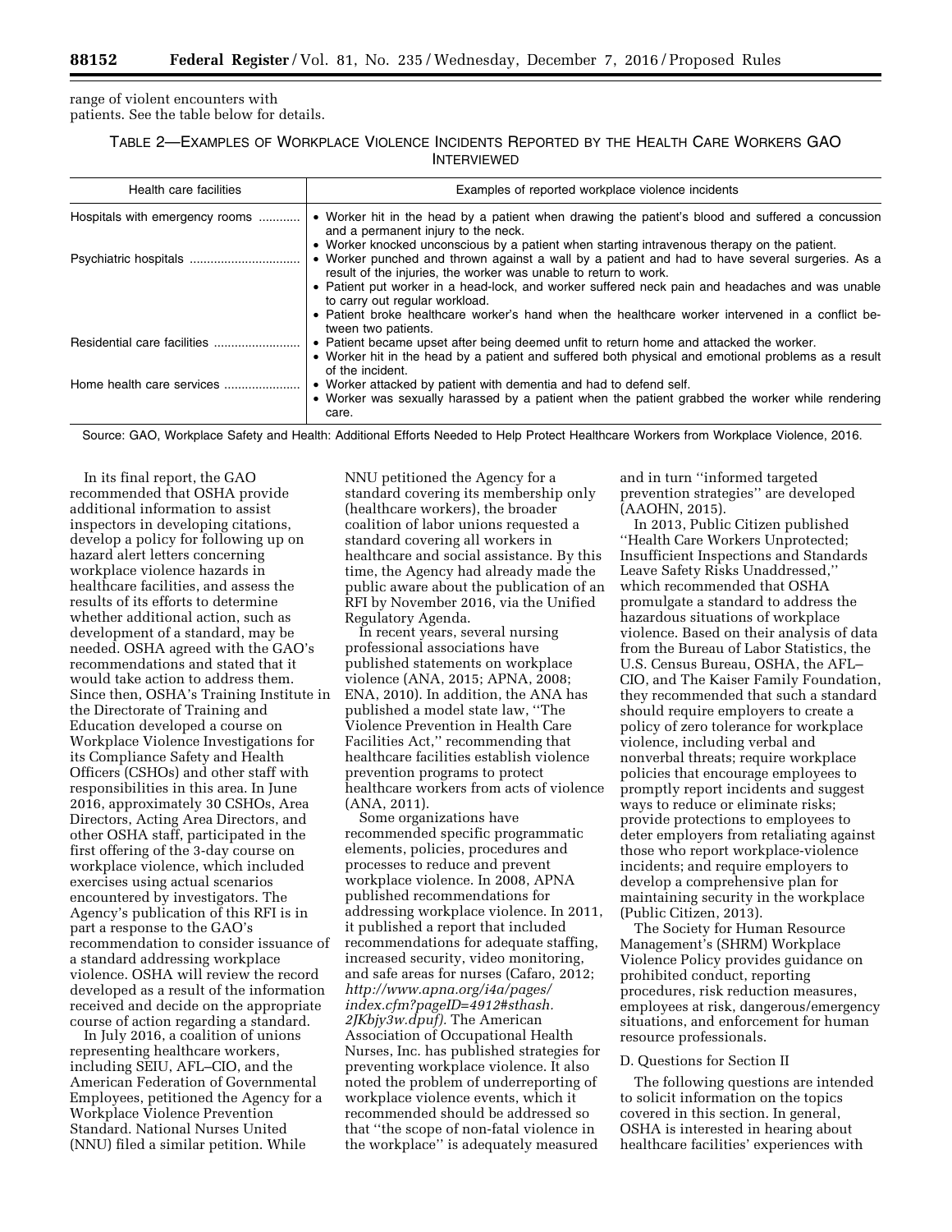range of violent encounters with patients. See the table below for details.

TABLE 2—EXAMPLES OF WORKPLACE VIOLENCE INCIDENTS REPORTED BY THE HEALTH CARE WORKERS GAO INTERVIEWED

| Health care facilities | Examples of reported workplace violence incidents |
| --- | --- |
| Hospitals with emergency rooms | • Worker hit in the head by a patient when drawing the patient's blood and suffered a concussion and a permanent injury to the neck.<br>• Worker knocked unconscious by a patient when starting intravenous therapy on the patient. |
| Psychiatric hospitals | • Worker punched and thrown against a wall by a patient and had to have several surgeries. As a result of the injuries, the worker was unable to return to work.<br>• Patient put worker in a head-lock, and worker suffered neck pain and headaches and was unable to carry out regular workload.<br>• Patient broke healthcare worker's hand when the healthcare worker intervened in a conflict between two patients. |
| Residential care facilities | • Patient became upset after being deemed unfit to return home and attacked the worker.<br>• Worker hit in the head by a patient and suffered both physical and emotional problems as a result of the incident. |
| Home health care services | • Worker attacked by patient with dementia and had to defend self.<br>• Worker was sexually harassed by a patient when the patient grabbed the worker while rendering care. |

Source: GAO, Workplace Safety and Health: Additional Efforts Needed to Help Protect Healthcare Workers from Workplace Violence, 2016.

In its final report, the GAO recommended that OSHA provide additional information to assist inspectors in developing citations, develop a policy for following up on hazard alert letters concerning workplace violence hazards in healthcare facilities, and assess the results of its efforts to determine whether additional action, such as development of a standard, may be needed. OSHA agreed with the GAO's recommendations and stated that it would take action to address them. Since then, OSHA's Training Institute in the Directorate of Training and Education developed a course on Workplace Violence Investigations for its Compliance Safety and Health Officers (CSHOs) and other staff with responsibilities in this area. In June 2016, approximately 30 CSHOs, Area Directors, Acting Area Directors, and other OSHA staff, participated in the first offering of the 3-day course on workplace violence, which included exercises using actual scenarios encountered by investigators. The Agency's publication of this RFI is in part a response to the GAO's recommendation to consider issuance of a standard addressing workplace violence. OSHA will review the record developed as a result of the information received and decide on the appropriate course of action regarding a standard.

In July 2016, a coalition of unions representing healthcare workers, including SEIU, AFL–CIO, and the American Federation of Governmental Employees, petitioned the Agency for a Workplace Violence Prevention Standard. National Nurses United (NNU) filed a similar petition. While NNU petitioned the Agency for a standard covering its membership only (healthcare workers), the broader coalition of labor unions requested a standard covering all workers in healthcare and social assistance. By this time, the Agency had already made the public aware about the publication of an RFI by November 2016, via the Unified Regulatory Agenda.

In recent years, several nursing professional associations have published statements on workplace violence (ANA, 2015; APNA, 2008; ENA, 2010). In addition, the ANA has published a model state law, ''The Violence Prevention in Health Care Facilities Act,'' recommending that healthcare facilities establish violence prevention programs to protect healthcare workers from acts of violence (ANA, 2011).

Some organizations have recommended specific programmatic elements, policies, procedures and processes to reduce and prevent workplace violence. In 2008, APNA published recommendations for addressing workplace violence. In 2011, it published a report that included recommendations for adequate staffing, increased security, video monitoring, and safe areas for nurses (Cafaro, 2012; *http://www.apna.org/i4a/pages/index.cfm?pageID=4912#sthash.2JKbjy3w.dpuf).* The American Association of Occupational Health Nurses, Inc. has published strategies for preventing workplace violence. It also noted the problem of underreporting of workplace violence events, which it recommended should be addressed so that ''the scope of non-fatal violence in the workplace'' is adequately measured and in turn ''informed targeted prevention strategies'' are developed (AAOHN, 2015).

In 2013, Public Citizen published ''Health Care Workers Unprotected; Insufficient Inspections and Standards Leave Safety Risks Unaddressed,'' which recommended that OSHA promulgate a standard to address the hazardous situations of workplace violence. Based on their analysis of data from the Bureau of Labor Statistics, the U.S. Census Bureau, OSHA, the AFL–CIO, and The Kaiser Family Foundation, they recommended that such a standard should require employers to create a policy of zero tolerance for workplace violence, including verbal and nonverbal threats; require workplace policies that encourage employees to promptly report incidents and suggest ways to reduce or eliminate risks; provide protections to employees to deter employers from retaliating against those who report workplace-violence incidents; and require employers to develop a comprehensive plan for maintaining security in the workplace (Public Citizen, 2013).

The Society for Human Resource Management's (SHRM) Workplace Violence Policy provides guidance on prohibited conduct, reporting procedures, risk reduction measures, employees at risk, dangerous/emergency situations, and enforcement for human resource professionals.

### D. Questions for Section II

The following questions are intended to solicit information on the topics covered in this section. In general, OSHA is interested in hearing about healthcare facilities' experiences with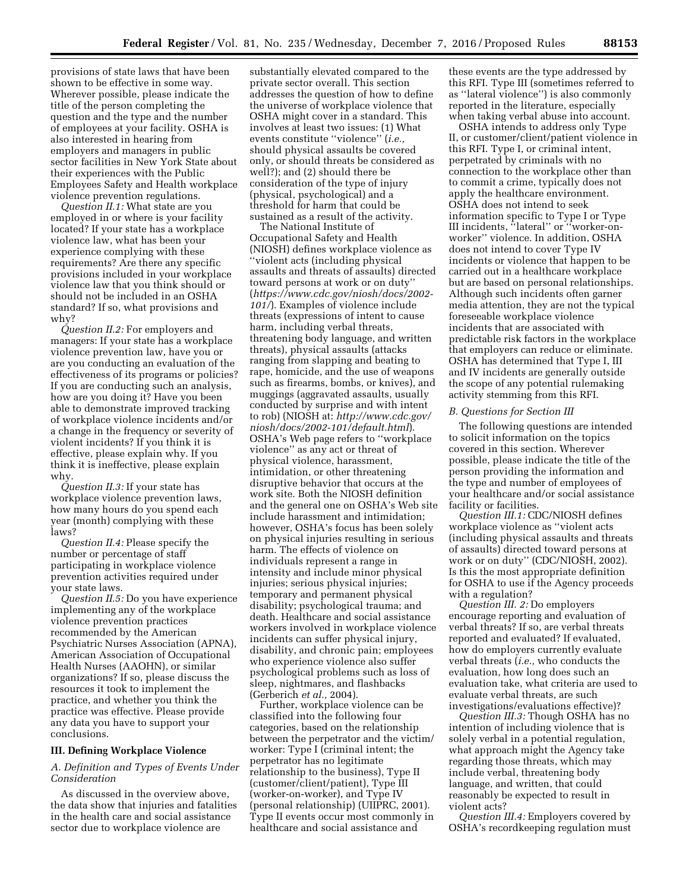provisions of state laws that have been shown to be effective in some way. Wherever possible, please indicate the title of the person completing the question and the type and the number of employees at your facility. OSHA is also interested in hearing from employers and managers in public sector facilities in New York State about their experiences with the Public Employees Safety and Health workplace violence prevention regulations.

*Question II.1:* What state are you employed in or where is your facility located? If your state has a workplace violence law, what has been your experience complying with these requirements? Are there any specific provisions included in your workplace violence law that you think should or should not be included in an OSHA standard? If so, what provisions and why?

*Question II.2:* For employers and managers: If your state has a workplace violence prevention law, have you or are you conducting an evaluation of the effectiveness of its programs or policies? If you are conducting such an analysis, how are you doing it? Have you been able to demonstrate improved tracking of workplace violence incidents and/or a change in the frequency or severity of violent incidents? If you think it is effective, please explain why. If you think it is ineffective, please explain why.

*Question II.3:* If your state has workplace violence prevention laws, how many hours do you spend each year (month) complying with these laws?

*Question II.4:* Please specify the number or percentage of staff participating in workplace violence prevention activities required under your state laws.

*Question II.5:* Do you have experience implementing any of the workplace violence prevention practices recommended by the American Psychiatric Nurses Association (APNA), American Association of Occupational Health Nurses (AAOHN), or similar organizations? If so, please discuss the resources it took to implement the practice, and whether you think the practice was effective. Please provide any data you have to support your conclusions.

## III. Defining Workplace Violence

### *A. Definition and Types of Events Under Consideration*

As discussed in the overview above, the data show that injuries and fatalities in the health care and social assistance sector due to workplace violence are substantially elevated compared to the private sector overall. This section addresses the question of how to define the universe of workplace violence that OSHA might cover in a standard. This involves at least two issues: (1) What events constitute "violence" (*i.e.,* should physical assaults be covered only, or should threats be considered as well?); and (2) should there be consideration of the type of injury (physical, psychological) and a threshold for harm that could be sustained as a result of the activity.

The National Institute of Occupational Safety and Health (NIOSH) defines workplace violence as "violent acts (including physical assaults and threats of assaults) directed toward persons at work or on duty" (*https://www.cdc.gov/niosh/docs/2002-101/*). Examples of violence include threats (expressions of intent to cause harm, including verbal threats, threatening body language, and written threats), physical assaults (attacks ranging from slapping and beating to rape, homicide, and the use of weapons such as firearms, bombs, or knives), and muggings (aggravated assaults, usually conducted by surprise and with intent to rob) (NIOSH at: *http://www.cdc.gov/niosh/docs/2002-101/default.html*). OSHA's Web page refers to "workplace violence" as any act or threat of physical violence, harassment, intimidation, or other threatening disruptive behavior that occurs at the work site. Both the NIOSH definition and the general one on OSHA's Web site include harassment and intimidation; however, OSHA's focus has been solely on physical injuries resulting in serious harm. The effects of violence on individuals represent a range in intensity and include minor physical injuries; serious physical injuries; temporary and permanent physical disability; psychological trauma; and death. Healthcare and social assistance workers involved in workplace violence incidents can suffer physical injury, disability, and chronic pain; employees who experience violence also suffer psychological problems such as loss of sleep, nightmares, and flashbacks (Gerberich *et al.,* 2004).

Further, workplace violence can be classified into the following four categories, based on the relationship between the perpetrator and the victim/worker: Type I (criminal intent; the perpetrator has no legitimate relationship to the business), Type II (customer/client/patient), Type III (worker-on-worker), and Type IV (personal relationship) (UIIPRC, 2001). Type II events occur most commonly in healthcare and social assistance and these events are the type addressed by this RFI. Type III (sometimes referred to as "lateral violence") is also commonly reported in the literature, especially when taking verbal abuse into account.

OSHA intends to address only Type II, or customer/client/patient violence in this RFI. Type I, or criminal intent, perpetrated by criminals with no connection to the workplace other than to commit a crime, typically does not apply the healthcare environment. OSHA does not intend to seek information specific to Type I or Type III incidents, "lateral" or "worker-on-worker" violence. In addition, OSHA does not intend to cover Type IV incidents or violence that happen to be carried out in a healthcare workplace but are based on personal relationships. Although such incidents often garner media attention, they are not the typical foreseeable workplace violence incidents that are associated with predictable risk factors in the workplace that employers can reduce or eliminate. OSHA has determined that Type I, III and IV incidents are generally outside the scope of any potential rulemaking activity stemming from this RFI.

### *B. Questions for Section III*

The following questions are intended to solicit information on the topics covered in this section. Wherever possible, please indicate the title of the person providing the information and the type and number of employees of your healthcare and/or social assistance facility or facilities.

*Question III.1:* CDC/NIOSH defines workplace violence as "violent acts (including physical assaults and threats of assaults) directed toward persons at work or on duty" (CDC/NIOSH, 2002). Is this the most appropriate definition for OSHA to use if the Agency proceeds with a regulation?

*Question III. 2:* Do employers encourage reporting and evaluation of verbal threats? If so, are verbal threats reported and evaluated? If evaluated, how do employers currently evaluate verbal threats (*i.e.,* who conducts the evaluation, how long does such an evaluation take, what criteria are used to evaluate verbal threats, are such investigations/evaluations effective)?

*Question III.3:* Though OSHA has no intention of including violence that is solely verbal in a potential regulation, what approach might the Agency take regarding those threats, which may include verbal, threatening body language, and written, that could reasonably be expected to result in violent acts?

*Question III.4:* Employers covered by OSHA's recordkeeping regulation must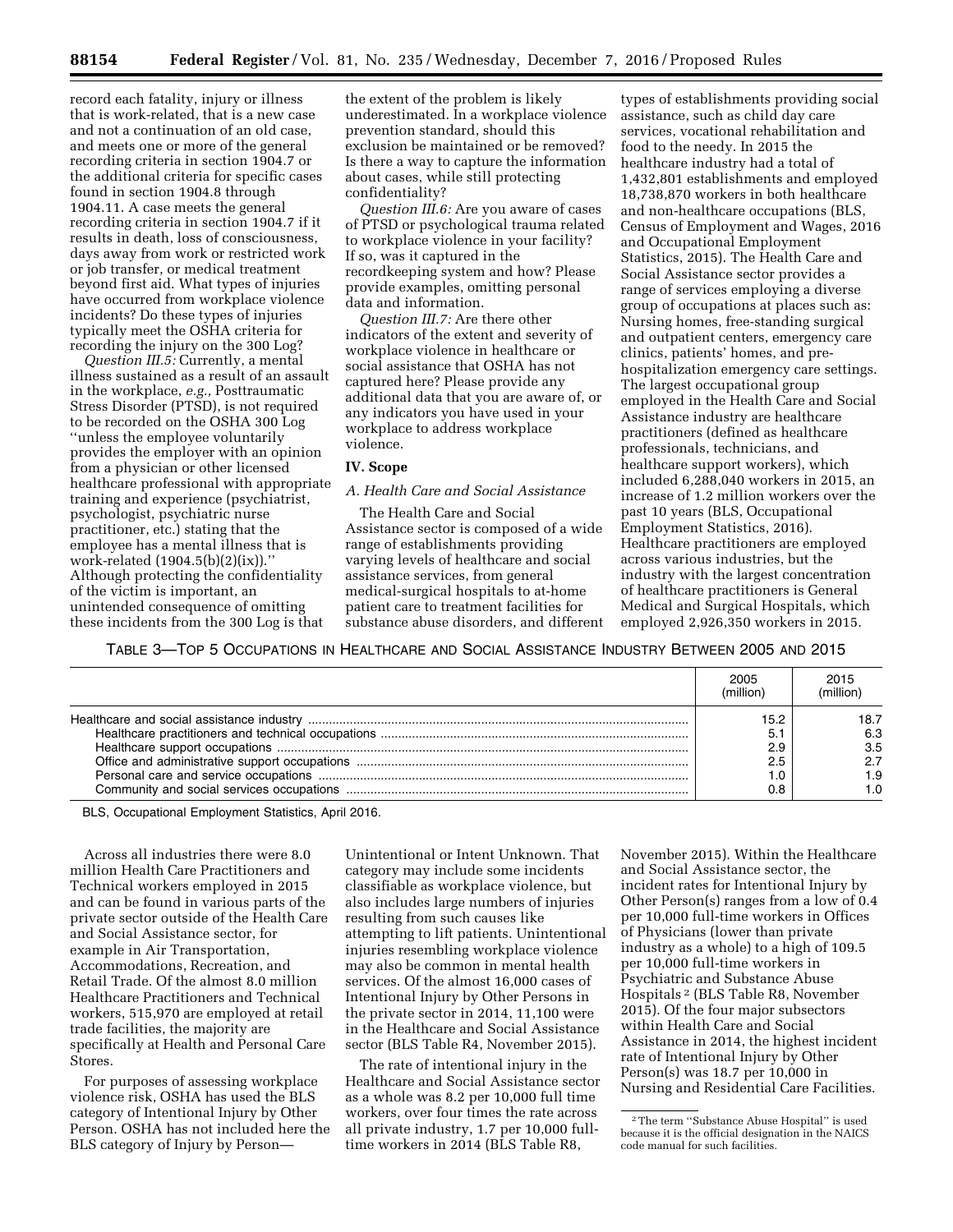record each fatality, injury or illness that is work-related, that is a new case and not a continuation of an old case, and meets one or more of the general recording criteria in section 1904.7 or the additional criteria for specific cases found in section 1904.8 through 1904.11. A case meets the general recording criteria in section 1904.7 if it results in death, loss of consciousness, days away from work or restricted work or job transfer, or medical treatment beyond first aid. What types of injuries have occurred from workplace violence incidents? Do these types of injuries typically meet the OSHA criteria for recording the injury on the 300 Log?

*Question III.5:* Currently, a mental illness sustained as a result of an assault in the workplace, *e.g.,* Posttraumatic Stress Disorder (PTSD), is not required to be recorded on the OSHA 300 Log ''unless the employee voluntarily provides the employer with an opinion from a physician or other licensed healthcare professional with appropriate training and experience (psychiatrist, psychologist, psychiatric nurse practitioner, etc.) stating that the employee has a mental illness that is work-related (1904.5(b)(2)(ix)).'' Although protecting the confidentiality of the victim is important, an unintended consequence of omitting these incidents from the 300 Log is that the extent of the problem is likely underestimated. In a workplace violence prevention standard, should this exclusion be maintained or be removed? Is there a way to capture the information about cases, while still protecting confidentiality?

*Question III.6:* Are you aware of cases of PTSD or psychological trauma related to workplace violence in your facility? If so, was it captured in the recordkeeping system and how? Please provide examples, omitting personal data and information.

*Question III.7:* Are there other indicators of the extent and severity of workplace violence in healthcare or social assistance that OSHA has not captured here? Please provide any additional data that you are aware of, or any indicators you have used in your workplace to address workplace violence.

## IV. Scope

### *A. Health Care and Social Assistance*

The Health Care and Social Assistance sector is composed of a wide range of establishments providing varying levels of healthcare and social assistance services, from general medical-surgical hospitals to at-home patient care to treatment facilities for substance abuse disorders, and different types of establishments providing social assistance, such as child day care services, vocational rehabilitation and food to the needy. In 2015 the healthcare industry had a total of 1,432,801 establishments and employed 18,738,870 workers in both healthcare and non-healthcare occupations (BLS, Census of Employment and Wages, 2016 and Occupational Employment Statistics, 2015). The Health Care and Social Assistance sector provides a range of services employing a diverse group of occupations at places such as: Nursing homes, free-standing surgical and outpatient centers, emergency care clinics, patients' homes, and pre-hospitalization emergency care settings. The largest occupational group employed in the Health Care and Social Assistance industry are healthcare practitioners (defined as healthcare professionals, technicians, and healthcare support workers), which included 6,288,040 workers in 2015, an increase of 1.2 million workers over the past 10 years (BLS, Occupational Employment Statistics, 2016). Healthcare practitioners are employed across various industries, but the industry with the largest concentration of healthcare practitioners is General Medical and Surgical Hospitals, which employed 2,926,350 workers in 2015.

TABLE 3—TOP 5 OCCUPATIONS IN HEALTHCARE AND SOCIAL ASSISTANCE INDUSTRY BETWEEN 2005 AND 2015

| | 2005 (million) | 2015 (million) |
|---|---|---|
| Healthcare and social assistance industry | 15.2 | 18.7 |
| Healthcare practitioners and technical occupations | 5.1 | 6.3 |
| Healthcare support occupations | 2.9 | 3.5 |
| Office and administrative support occupations | 2.5 | 2.7 |
| Personal care and service occupations | 1.0 | 1.9 |
| Community and social services occupations | 0.8 | 1.0 |

BLS, Occupational Employment Statistics, April 2016.

Across all industries there were 8.0 million Health Care Practitioners and Technical workers employed in 2015 and can be found in various parts of the private sector outside of the Health Care and Social Assistance sector, for example in Air Transportation, Accommodations, Recreation, and Retail Trade. Of the almost 8.0 million Healthcare Practitioners and Technical workers, 515,970 are employed at retail trade facilities, the majority are specifically at Health and Personal Care Stores.

For purposes of assessing workplace violence risk, OSHA has used the BLS category of Intentional Injury by Other Person. OSHA has not included here the BLS category of Injury by Person—Unintentional or Intent Unknown. That category may include some incidents classifiable as workplace violence, but also includes large numbers of injuries resulting from such causes like attempting to lift patients. Unintentional injuries resembling workplace violence may also be common in mental health services. Of the almost 16,000 cases of Intentional Injury by Other Persons in the private sector in 2014, 11,100 were in the Healthcare and Social Assistance sector (BLS Table R4, November 2015).

The rate of intentional injury in the Healthcare and Social Assistance sector as a whole was 8.2 per 10,000 full time workers, over four times the rate across all private industry, 1.7 per 10,000 full-time workers in 2014 (BLS Table R8, November 2015). Within the Healthcare and Social Assistance sector, the incident rates for Intentional Injury by Other Person(s) ranges from a low of 0.4 per 10,000 full-time workers in Offices of Physicians (lower than private industry as a whole) to a high of 109.5 per 10,000 full-time workers in Psychiatric and Substance Abuse Hospitals [2] (BLS Table R8, November 2015). Of the four major subsectors within Health Care and Social Assistance in 2014, the highest incident rate of Intentional Injury by Other Person(s) was 18.7 per 10,000 in Nursing and Residential Care Facilities.

[2] The term ''Substance Abuse Hospital'' is used because it is the official designation in the NAICS code manual for such facilities.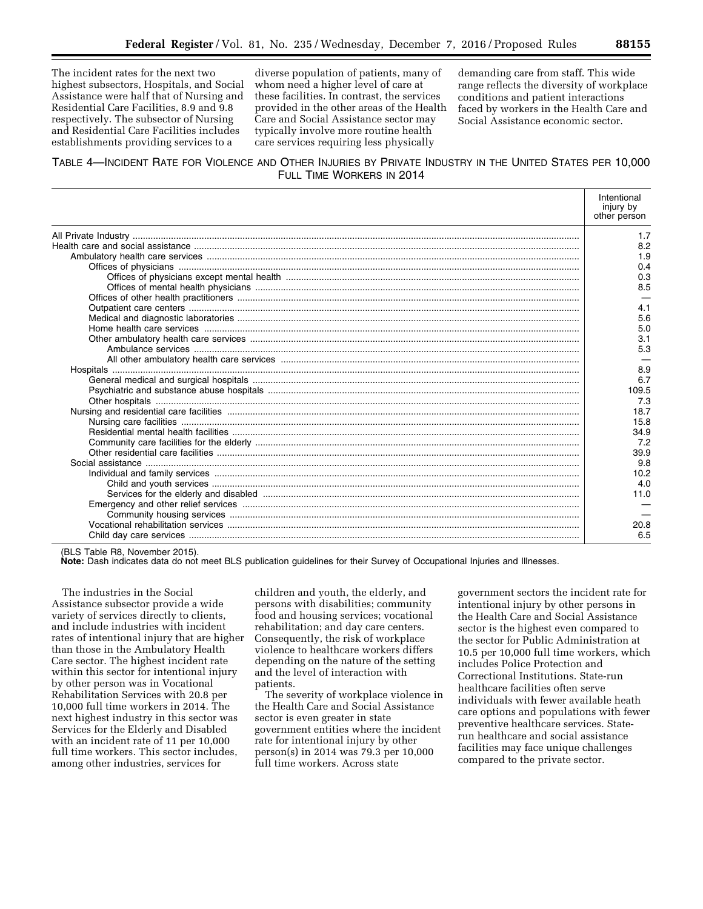The incident rates for the next two highest subsectors, Hospitals, and Social Assistance were half that of Nursing and Residential Care Facilities, 8.9 and 9.8 respectively. The subsector of Nursing and Residential Care Facilities includes establishments providing services to a diverse population of patients, many of whom need a higher level of care at these facilities. In contrast, the services provided in the other areas of the Health Care and Social Assistance sector may typically involve more routine health care services requiring less physically demanding care from staff. This wide range reflects the diversity of workplace conditions and patient interactions faced by workers in the Health Care and Social Assistance economic sector.

TABLE 4—INCIDENT RATE FOR VIOLENCE AND OTHER INJURIES BY PRIVATE INDUSTRY IN THE UNITED STATES PER 10,000 FULL TIME WORKERS IN 2014

| | Intentional injury by other person |
|---|---|
| All Private Industry | 1.7 |
| Health care and social assistance | 8.2 |
| Ambulatory health care services | 1.9 |
| Offices of physicians | 0.4 |
| Offices of physicians except mental health | 0.3 |
| Offices of mental health physicians | 8.5 |
| Offices of other health practitioners | — |
| Outpatient care centers | 4.1 |
| Medical and diagnostic laboratories | 5.6 |
| Home health care services | 5.0 |
| Other ambulatory health care services | 3.1 |
| Ambulance services | 5.3 |
| All other ambulatory health care services | — |
| Hospitals | 8.9 |
| General medical and surgical hospitals | 6.7 |
| Psychiatric and substance abuse hospitals | 109.5 |
| Other hospitals | 7.3 |
| Nursing and residential care facilities | 18.7 |
| Nursing care facilities | 15.8 |
| Residential mental health facilities | 34.9 |
| Community care facilities for the elderly | 7.2 |
| Other residential care facilities | 39.9 |
| Social assistance | 9.8 |
| Individual and family services | 10.2 |
| Child and youth services | 4.0 |
| Services for the elderly and disabled | 11.0 |
| Emergency and other relief services | — |
| Community housing services | — |
| Vocational rehabilitation services | 20.8 |
| Child day care services | 6.5 |

(BLS Table R8, November 2015).

**Note:** Dash indicates data do not meet BLS publication guidelines for their Survey of Occupational Injuries and Illnesses.

The industries in the Social Assistance subsector provide a wide variety of services directly to clients, and include industries with incident rates of intentional injury that are higher than those in the Ambulatory Health Care sector. The highest incident rate within this sector for intentional injury by other person was in Vocational Rehabilitation Services with 20.8 per 10,000 full time workers in 2014. The next highest industry in this sector was Services for the Elderly and Disabled with an incident rate of 11 per 10,000 full time workers. This sector includes, among other industries, services for children and youth, the elderly, and persons with disabilities; community food and housing services; vocational rehabilitation; and day care centers. Consequently, the risk of workplace violence to healthcare workers differs depending on the nature of the setting and the level of interaction with patients.

The severity of workplace violence in the Health Care and Social Assistance sector is even greater in state government entities where the incident rate for intentional injury by other person(s) in 2014 was 79.3 per 10,000 full time workers. Across state government sectors the incident rate for intentional injury by other persons in the Health Care and Social Assistance sector is the highest even compared to the sector for Public Administration at 10.5 per 10,000 full time workers, which includes Police Protection and Correctional Institutions. State-run healthcare facilities often serve individuals with fewer available heath care options and populations with fewer preventive healthcare services. State-run healthcare and social assistance facilities may face unique challenges compared to the private sector.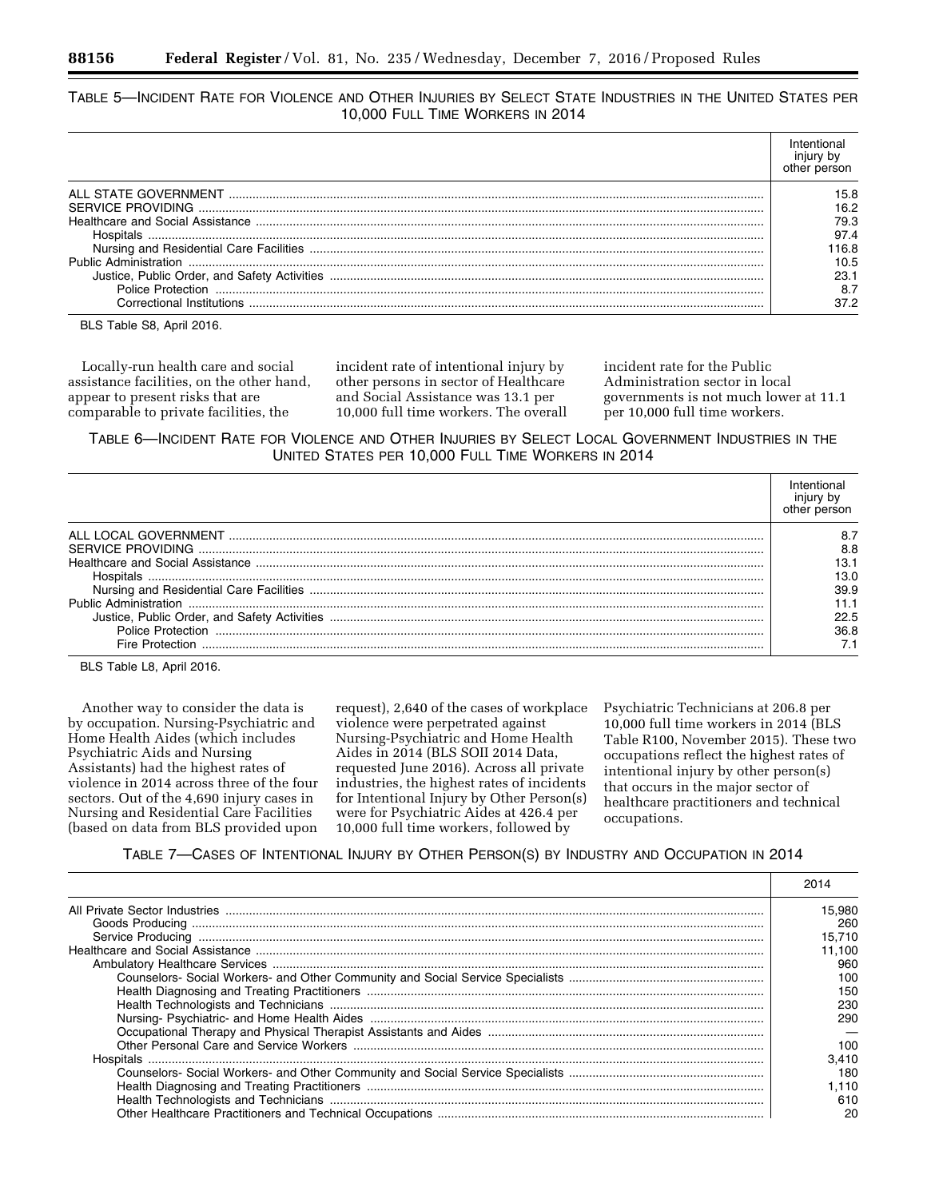TABLE 5—INCIDENT RATE FOR VIOLENCE AND OTHER INJURIES BY SELECT STATE INDUSTRIES IN THE UNITED STATES PER 10,000 FULL TIME WORKERS IN 2014

| | Intentional injury by other person |
| --- | --- |
| ALL STATE GOVERNMENT | 15.8 |
| SERVICE PROVIDING | 16.2 |
| Healthcare and Social Assistance | 79.3 |
| Hospitals | 97.4 |
| Nursing and Residential Care Facilities | 116.8 |
| Public Administration | 10.5 |
| Justice, Public Order, and Safety Activities | 23.1 |
| Police Protection | 8.7 |
| Correctional Institutions | 37.2 |

BLS Table S8, April 2016.

Locally-run health care and social assistance facilities, on the other hand, appear to present risks that are comparable to private facilities, the incident rate of intentional injury by other persons in sector of Healthcare and Social Assistance was 13.1 per 10,000 full time workers. The overall incident rate for the Public Administration sector in local governments is not much lower at 11.1 per 10,000 full time workers.

TABLE 6—INCIDENT RATE FOR VIOLENCE AND OTHER INJURIES BY SELECT LOCAL GOVERNMENT INDUSTRIES IN THE UNITED STATES PER 10,000 FULL TIME WORKERS IN 2014

| | Intentional injury by other person |
| --- | --- |
| ALL LOCAL GOVERNMENT | 8.7 |
| SERVICE PROVIDING | 8.8 |
| Healthcare and Social Assistance | 13.1 |
| Hospitals | 13.0 |
| Nursing and Residential Care Facilities | 39.9 |
| Public Administration | 11.1 |
| Justice, Public Order, and Safety Activities | 22.5 |
| Police Protection | 36.8 |
| Fire Protection | 7.1 |

BLS Table L8, April 2016.

Another way to consider the data is by occupation. Nursing-Psychiatric and Home Health Aides (which includes Psychiatric Aids and Nursing Assistants) had the highest rates of violence in 2014 across three of the four sectors. Out of the 4,690 injury cases in Nursing and Residential Care Facilities (based on data from BLS provided upon request), 2,640 of the cases of workplace violence were perpetrated against Nursing-Psychiatric and Home Health Aides in 2014 (BLS SOII 2014 Data, requested June 2016). Across all private industries, the highest rates of incidents for Intentional Injury by Other Person(s) were for Psychiatric Aides at 426.4 per 10,000 full time workers, followed by Psychiatric Technicians at 206.8 per 10,000 full time workers in 2014 (BLS Table R100, November 2015). These two occupations reflect the highest rates of intentional injury by other person(s) that occurs in the major sector of healthcare practitioners and technical occupations.

TABLE 7—CASES OF INTENTIONAL INJURY BY OTHER PERSON(S) BY INDUSTRY AND OCCUPATION IN 2014

| | 2014 |
| --- | --- |
| All Private Sector Industries | 15,980 |
| Goods Producing | 260 |
| Service Producing | 15,710 |
| Healthcare and Social Assistance | 11,100 |
| Ambulatory Healthcare Services | 960 |
| Counselors- Social Workers- and Other Community and Social Service Specialists | 100 |
| Health Diagnosing and Treating Practitioners | 150 |
| Health Technologists and Technicians | 230 |
| Nursing- Psychiatric- and Home Health Aides | 290 |
| Occupational Therapy and Physical Therapist Assistants and Aides | — |
| Other Personal Care and Service Workers | 100 |
| Hospitals | 3,410 |
| Counselors- Social Workers- and Other Community and Social Service Specialists | 180 |
| Health Diagnosing and Treating Practitioners | 1,110 |
| Health Technologists and Technicians | 610 |
| Other Healthcare Practitioners and Technical Occupations | 20 |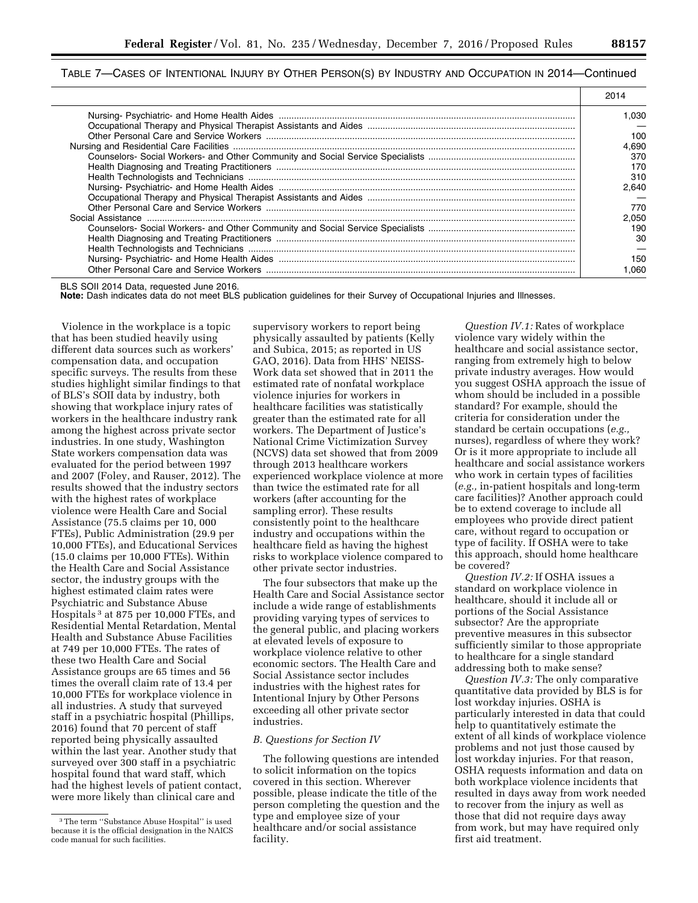TABLE 7—CASES OF INTENTIONAL INJURY BY OTHER PERSON(S) BY INDUSTRY AND OCCUPATION IN 2014—Continued

| | 2014 |
|---|---|
| Nursing- Psychiatric- and Home Health Aides | 1,030 |
| Occupational Therapy and Physical Therapist Assistants and Aides | — |
| Other Personal Care and Service Workers | 100 |
| Nursing and Residential Care Facilities | 4,690 |
| Counselors- Social Workers- and Other Community and Social Service Specialists | 370 |
| Health Diagnosing and Treating Practitioners | 170 |
| Health Technologists and Technicians | 310 |
| Nursing- Psychiatric- and Home Health Aides | 2,640 |
| Occupational Therapy and Physical Therapist Assistants and Aides | — |
| Other Personal Care and Service Workers | 770 |
| Social Assistance | 2,050 |
| Counselors- Social Workers- and Other Community and Social Service Specialists | 190 |
| Health Diagnosing and Treating Practitioners | 30 |
| Health Technologists and Technicians | — |
| Nursing- Psychiatric- and Home Health Aides | 150 |
| Other Personal Care and Service Workers | 1,060 |

BLS SOII 2014 Data, requested June 2016.

**Note:** Dash indicates data do not meet BLS publication guidelines for their Survey of Occupational Injuries and Illnesses.

Violence in the workplace is a topic that has been studied heavily using different data sources such as workers' compensation data, and occupation specific surveys. The results from these studies highlight similar findings to that of BLS's SOII data by industry, both showing that workplace injury rates of workers in the healthcare industry rank among the highest across private sector industries. In one study, Washington State workers compensation data was evaluated for the period between 1997 and 2007 (Foley, and Rauser, 2012). The results showed that the industry sectors with the highest rates of workplace violence were Health Care and Social Assistance (75.5 claims per 10, 000 FTEs), Public Administration (29.9 per 10,000 FTEs), and Educational Services (15.0 claims per 10,000 FTEs). Within the Health Care and Social Assistance sector, the industry groups with the highest estimated claim rates were Psychiatric and Substance Abuse Hospitals[3] at 875 per 10,000 FTEs, and Residential Mental Retardation, Mental Health and Substance Abuse Facilities at 749 per 10,000 FTEs. The rates of these two Health Care and Social Assistance groups are 65 times and 56 times the overall claim rate of 13.4 per 10,000 FTEs for workplace violence in all industries. A study that surveyed staff in a psychiatric hospital (Phillips, 2016) found that 70 percent of staff reported being physically assaulted within the last year. Another study that surveyed over 300 staff in a psychiatric hospital found that ward staff, which had the highest levels of patient contact, were more likely than clinical care and supervisory workers to report being physically assaulted by patients (Kelly and Subica, 2015; as reported in US GAO, 2016). Data from HHS' NEISS-Work data set showed that in 2011 the estimated rate of nonfatal workplace violence injuries for workers in healthcare facilities was statistically greater than the estimated rate for all workers. The Department of Justice's National Crime Victimization Survey (NCVS) data set showed that from 2009 through 2013 healthcare workers experienced workplace violence at more than twice the estimated rate for all workers (after accounting for the sampling error). These results consistently point to the healthcare industry and occupations within the healthcare field as having the highest risks to workplace violence compared to other private sector industries.

The four subsectors that make up the Health Care and Social Assistance sector include a wide range of establishments providing varying types of services to the general public, and placing workers at elevated levels of exposure to workplace violence relative to other economic sectors. The Health Care and Social Assistance sector includes industries with the highest rates for Intentional Injury by Other Persons exceeding all other private sector industries.

### B. Questions for Section IV

The following questions are intended to solicit information on the topics covered in this section. Wherever possible, please indicate the title of the person completing the question and the type and employee size of your healthcare and/or social assistance facility.

*Question IV.1:* Rates of workplace violence vary widely within the healthcare and social assistance sector, ranging from extremely high to below private industry averages. How would you suggest OSHA approach the issue of whom should be included in a possible standard? For example, should the criteria for consideration under the standard be certain occupations (*e.g.,* nurses), regardless of where they work? Or is it more appropriate to include all healthcare and social assistance workers who work in certain types of facilities (*e.g.,* in-patient hospitals and long-term care facilities)? Another approach could be to extend coverage to include all employees who provide direct patient care, without regard to occupation or type of facility. If OSHA were to take this approach, should home healthcare be covered?

*Question IV.2:* If OSHA issues a standard on workplace violence in healthcare, should it include all or portions of the Social Assistance subsector? Are the appropriate preventive measures in this subsector sufficiently similar to those appropriate to healthcare for a single standard addressing both to make sense?

*Question IV.3:* The only comparative quantitative data provided by BLS is for lost workday injuries. OSHA is particularly interested in data that could help to quantitatively estimate the extent of all kinds of workplace violence problems and not just those caused by lost workday injuries. For that reason, OSHA requests information and data on both workplace violence incidents that resulted in days away from work needed to recover from the injury as well as those that did not require days away from work, but may have required only first aid treatment.

[3] The term "Substance Abuse Hospital" is used because it is the official designation in the NAICS code manual for such facilities.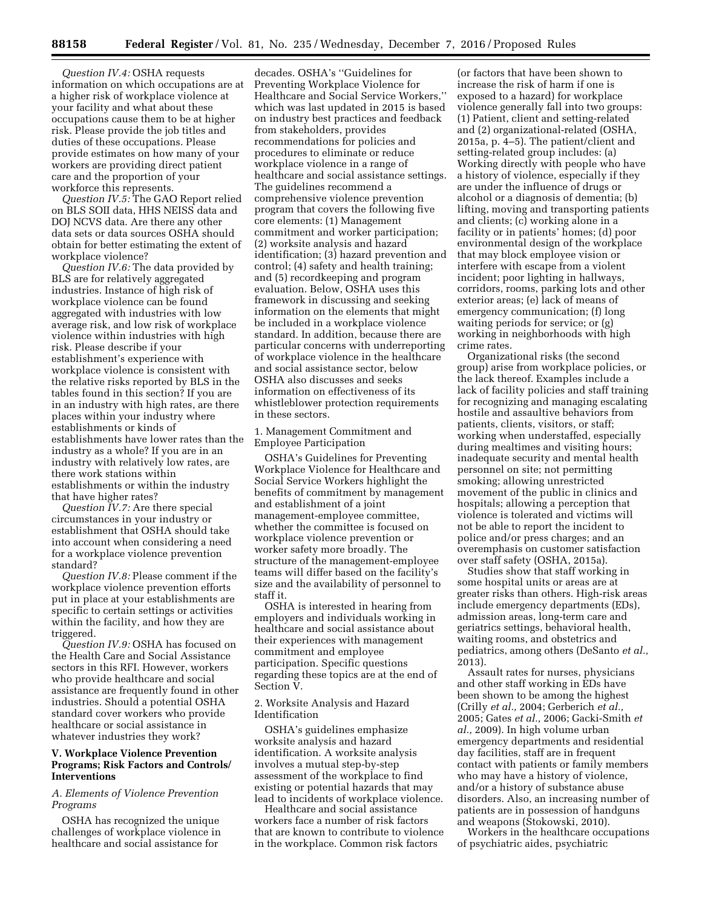*Question IV.4:* OSHA requests information on which occupations are at a higher risk of workplace violence at your facility and what about these occupations cause them to be at higher risk. Please provide the job titles and duties of these occupations. Please provide estimates on how many of your workers are providing direct patient care and the proportion of your workforce this represents.

*Question IV.5:* The GAO Report relied on BLS SOII data, HHS NEISS data and DOJ NCVS data. Are there any other data sets or data sources OSHA should obtain for better estimating the extent of workplace violence?

*Question IV.6:* The data provided by BLS are for relatively aggregated industries. Instance of high risk of workplace violence can be found aggregated with industries with low average risk, and low risk of workplace violence within industries with high risk. Please describe if your establishment's experience with workplace violence is consistent with the relative risks reported by BLS in the tables found in this section? If you are in an industry with high rates, are there places within your industry where establishments or kinds of establishments have lower rates than the industry as a whole? If you are in an industry with relatively low rates, are there work stations within establishments or within the industry that have higher rates?

*Question IV.7:* Are there special circumstances in your industry or establishment that OSHA should take into account when considering a need for a workplace violence prevention standard?

*Question IV.8:* Please comment if the workplace violence prevention efforts put in place at your establishments are specific to certain settings or activities within the facility, and how they are triggered.

*Question IV.9:* OSHA has focused on the Health Care and Social Assistance sectors in this RFI. However, workers who provide healthcare and social assistance are frequently found in other industries. Should a potential OSHA standard cover workers who provide healthcare or social assistance in whatever industries they work?

## V. Workplace Violence Prevention Programs; Risk Factors and Controls/Interventions

### *A. Elements of Violence Prevention Programs*

OSHA has recognized the unique challenges of workplace violence in healthcare and social assistance for decades. OSHA's "Guidelines for Preventing Workplace Violence for Healthcare and Social Service Workers," which was last updated in 2015 is based on industry best practices and feedback from stakeholders, provides recommendations for policies and procedures to eliminate or reduce workplace violence in a range of healthcare and social assistance settings. The guidelines recommend a comprehensive violence prevention program that covers the following five core elements: (1) Management commitment and worker participation; (2) worksite analysis and hazard identification; (3) hazard prevention and control; (4) safety and health training; and (5) recordkeeping and program evaluation. Below, OSHA uses this framework in discussing and seeking information on the elements that might be included in a workplace violence standard. In addition, because there are particular concerns with underreporting of workplace violence in the healthcare and social assistance sector, below OSHA also discusses and seeks information on effectiveness of its whistleblower protection requirements in these sectors.

1. Management Commitment and Employee Participation

OSHA's Guidelines for Preventing Workplace Violence for Healthcare and Social Service Workers highlight the benefits of commitment by management and establishment of a joint management-employee committee, whether the committee is focused on workplace violence prevention or worker safety more broadly. The structure of the management-employee teams will differ based on the facility's size and the availability of personnel to staff it.

OSHA is interested in hearing from employers and individuals working in healthcare and social assistance about their experiences with management commitment and employee participation. Specific questions regarding these topics are at the end of Section V.

2. Worksite Analysis and Hazard Identification

OSHA's guidelines emphasize worksite analysis and hazard identification. A worksite analysis involves a mutual step-by-step assessment of the workplace to find existing or potential hazards that may lead to incidents of workplace violence.

Healthcare and social assistance workers face a number of risk factors that are known to contribute to violence in the workplace. Common risk factors (or factors that have been shown to increase the risk of harm if one is exposed to a hazard) for workplace violence generally fall into two groups: (1) Patient, client and setting-related and (2) organizational-related (OSHA, 2015a, p. 4–5). The patient/client and setting-related group includes: (a) Working directly with people who have a history of violence, especially if they are under the influence of drugs or alcohol or a diagnosis of dementia; (b) lifting, moving and transporting patients and clients; (c) working alone in a facility or in patients' homes; (d) poor environmental design of the workplace that may block employee vision or interfere with escape from a violent incident; poor lighting in hallways, corridors, rooms, parking lots and other exterior areas; (e) lack of means of emergency communication; (f) long waiting periods for service; or (g) working in neighborhoods with high crime rates.

Organizational risks (the second group) arise from workplace policies, or the lack thereof. Examples include a lack of facility policies and staff training for recognizing and managing escalating hostile and assaultive behaviors from patients, clients, visitors, or staff; working when understaffed, especially during mealtimes and visiting hours; inadequate security and mental health personnel on site; not permitting smoking; allowing unrestricted movement of the public in clinics and hospitals; allowing a perception that violence is tolerated and victims will not be able to report the incident to police and/or press charges; and an overemphasis on customer satisfaction over staff safety (OSHA, 2015a).

Studies show that staff working in some hospital units or areas are at greater risks than others. High-risk areas include emergency departments (EDs), admission areas, long-term care and geriatrics settings, behavioral health, waiting rooms, and obstetrics and pediatrics, among others (DeSanto *et al.,* 2013).

Assault rates for nurses, physicians and other staff working in EDs have been shown to be among the highest (Crilly *et al.,* 2004; Gerberich *et al.,* 2005; Gates *et al.,* 2006; Gacki-Smith *et al.,* 2009). In high volume urban emergency departments and residential day facilities, staff are in frequent contact with patients or family members who may have a history of violence, and/or a history of substance abuse disorders. Also, an increasing number of patients are in possession of handguns and weapons (Stokowski, 2010).

Workers in the healthcare occupations of psychiatric aides, psychiatric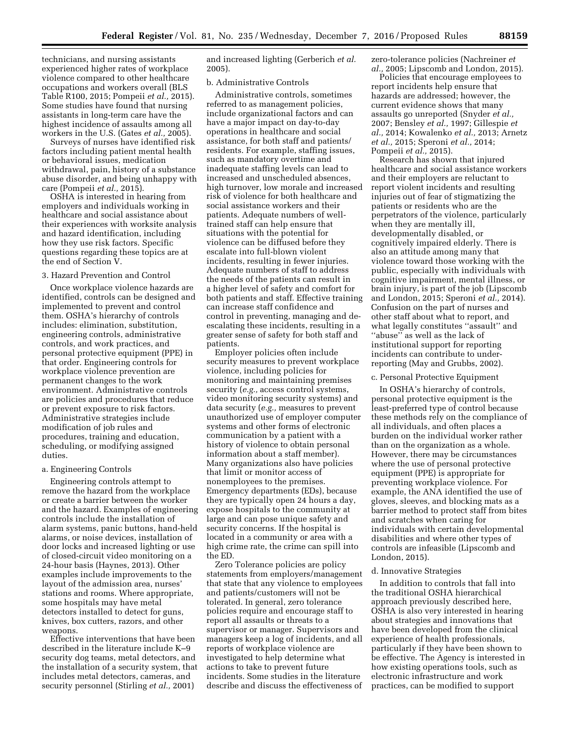technicians, and nursing assistants experienced higher rates of workplace violence compared to other healthcare occupations and workers overall (BLS Table R100, 2015; Pompeii *et al.,* 2015). Some studies have found that nursing assistants in long-term care have the highest incidence of assaults among all workers in the U.S. (Gates *et al.,* 2005).

Surveys of nurses have identified risk factors including patient mental health or behavioral issues, medication withdrawal, pain, history of a substance abuse disorder, and being unhappy with care (Pompeii *et al.,* 2015).

OSHA is interested in hearing from employers and individuals working in healthcare and social assistance about their experiences with worksite analysis and hazard identification, including how they use risk factors. Specific questions regarding these topics are at the end of Section V.

### 3. Hazard Prevention and Control

Once workplace violence hazards are identified, controls can be designed and implemented to prevent and control them. OSHA's hierarchy of controls includes: elimination, substitution, engineering controls, administrative controls, and work practices, and personal protective equipment (PPE) in that order. Engineering controls for workplace violence prevention are permanent changes to the work environment. Administrative controls are policies and procedures that reduce or prevent exposure to risk factors. Administrative strategies include modification of job rules and procedures, training and education, scheduling, or modifying assigned duties.

#### a. Engineering Controls

Engineering controls attempt to remove the hazard from the workplace or create a barrier between the worker and the hazard. Examples of engineering controls include the installation of alarm systems, panic buttons, hand-held alarms, or noise devices, installation of door locks and increased lighting or use of closed-circuit video monitoring on a 24-hour basis (Haynes, 2013). Other examples include improvements to the layout of the admission area, nurses' stations and rooms. Where appropriate, some hospitals may have metal detectors installed to detect for guns, knives, box cutters, razors, and other weapons.

Effective interventions that have been described in the literature include K–9 security dog teams, metal detectors, and the installation of a security system, that includes metal detectors, cameras, and security personnel (Stirling *et al.,* 2001) and increased lighting (Gerberich *et al.* 2005).

#### b. Administrative Controls

Administrative controls, sometimes referred to as management policies, include organizational factors and can have a major impact on day-to-day operations in healthcare and social assistance, for both staff and patients/residents. For example, staffing issues, such as mandatory overtime and inadequate staffing levels can lead to increased and unscheduled absences, high turnover, low morale and increased risk of violence for both healthcare and social assistance workers and their patients. Adequate numbers of well-trained staff can help ensure that situations with the potential for violence can be diffused before they escalate into full-blown violent incidents, resulting in fewer injuries. Adequate numbers of staff to address the needs of the patients can result in a higher level of safety and comfort for both patients and staff. Effective training can increase staff confidence and control in preventing, managing and de-escalating these incidents, resulting in a greater sense of safety for both staff and patients.

Employer policies often include security measures to prevent workplace violence, including policies for monitoring and maintaining premises security (*e.g.,* access control systems, video monitoring security systems) and data security (*e.g.,* measures to prevent unauthorized use of employer computer systems and other forms of electronic communication by a patient with a history of violence to obtain personal information about a staff member). Many organizations also have policies that limit or monitor access of nonemployees to the premises. Emergency departments (EDs), because they are typically open 24 hours a day, expose hospitals to the community at large and can pose unique safety and security concerns. If the hospital is located in a community or area with a high crime rate, the crime can spill into the ED.

Zero Tolerance policies are policy statements from employers/management that state that any violence to employees and patients/customers will not be tolerated. In general, zero tolerance policies require and encourage staff to report all assaults or threats to a supervisor or manager. Supervisors and managers keep a log of incidents, and all reports of workplace violence are investigated to help determine what actions to take to prevent future incidents. Some studies in the literature describe and discuss the effectiveness of zero-tolerance policies (Nachreiner *et al.,* 2005; Lipscomb and London, 2015).

Policies that encourage employees to report incidents help ensure that hazards are addressed; however, the current evidence shows that many assaults go unreported (Snyder *et al.,* 2007; Bensley *et al.,* 1997; Gillespie *et al.,* 2014; Kowalenko *et al.,* 2013; Arnetz *et al.,* 2015; Speroni *et al.,* 2014; Pompeii *et al.,* 2015).

Research has shown that injured healthcare and social assistance workers and their employers are reluctant to report violent incidents and resulting injuries out of fear of stigmatizing the patients or residents who are the perpetrators of the violence, particularly when they are mentally ill, developmentally disabled, or cognitively impaired elderly. There is also an attitude among many that violence toward those working with the public, especially with individuals with cognitive impairment, mental illness, or brain injury, is part of the job (Lipscomb and London, 2015; Speroni *et al.,* 2014). Confusion on the part of nurses and other staff about what to report, and what legally constitutes ''assault'' and ''abuse'' as well as the lack of institutional support for reporting incidents can contribute to under-reporting (May and Grubbs, 2002).

#### c. Personal Protective Equipment

In OSHA's hierarchy of controls, personal protective equipment is the least-preferred type of control because these methods rely on the compliance of all individuals, and often places a burden on the individual worker rather than on the organization as a whole. However, there may be circumstances where the use of personal protective equipment (PPE) is appropriate for preventing workplace violence. For example, the ANA identified the use of gloves, sleeves, and blocking mats as a barrier method to protect staff from bites and scratches when caring for individuals with certain developmental disabilities and where other types of controls are infeasible (Lipscomb and London, 2015).

#### d. Innovative Strategies

In addition to controls that fall into the traditional OSHA hierarchical approach previously described here, OSHA is also very interested in hearing about strategies and innovations that have been developed from the clinical experience of health professionals, particularly if they have been shown to be effective. The Agency is interested in how existing operations tools, such as electronic infrastructure and work practices, can be modified to support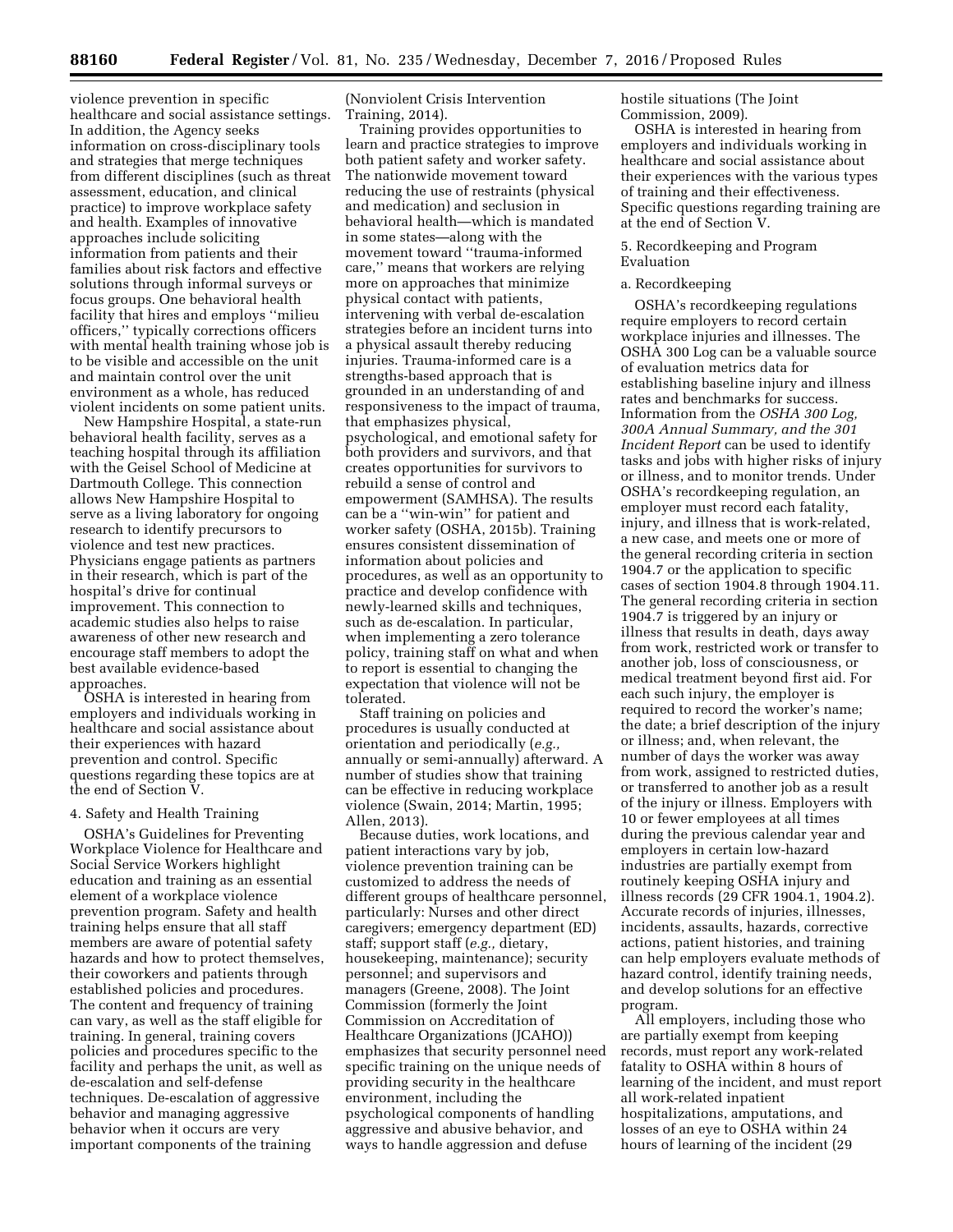violence prevention in specific healthcare and social assistance settings. In addition, the Agency seeks information on cross-disciplinary tools and strategies that merge techniques from different disciplines (such as threat assessment, education, and clinical practice) to improve workplace safety and health. Examples of innovative approaches include soliciting information from patients and their families about risk factors and effective solutions through informal surveys or focus groups. One behavioral health facility that hires and employs ''milieu officers,'' typically corrections officers with mental health training whose job is to be visible and accessible on the unit and maintain control over the unit environment as a whole, has reduced violent incidents on some patient units.

New Hampshire Hospital, a state-run behavioral health facility, serves as a teaching hospital through its affiliation with the Geisel School of Medicine at Dartmouth College. This connection allows New Hampshire Hospital to serve as a living laboratory for ongoing research to identify precursors to violence and test new practices. Physicians engage patients as partners in their research, which is part of the hospital's drive for continual improvement. This connection to academic studies also helps to raise awareness of other new research and encourage staff members to adopt the best available evidence-based approaches.

OSHA is interested in hearing from employers and individuals working in healthcare and social assistance about their experiences with hazard prevention and control. Specific questions regarding these topics are at the end of Section V.

4. Safety and Health Training

OSHA's Guidelines for Preventing Workplace Violence for Healthcare and Social Service Workers highlight education and training as an essential element of a workplace violence prevention program. Safety and health training helps ensure that all staff members are aware of potential safety hazards and how to protect themselves, their coworkers and patients through established policies and procedures. The content and frequency of training can vary, as well as the staff eligible for training. In general, training covers policies and procedures specific to the facility and perhaps the unit, as well as de-escalation and self-defense techniques. De-escalation of aggressive behavior and managing aggressive behavior when it occurs are very important components of the training (Nonviolent Crisis Intervention Training, 2014).

Training provides opportunities to learn and practice strategies to improve both patient safety and worker safety. The nationwide movement toward reducing the use of restraints (physical and medication) and seclusion in behavioral health—which is mandated in some states—along with the movement toward ''trauma-informed care,'' means that workers are relying more on approaches that minimize physical contact with patients, intervening with verbal de-escalation strategies before an incident turns into a physical assault thereby reducing injuries. Trauma-informed care is a strengths-based approach that is grounded in an understanding of and responsiveness to the impact of trauma, that emphasizes physical, psychological, and emotional safety for both providers and survivors, and that creates opportunities for survivors to rebuild a sense of control and empowerment (SAMHSA). The results can be a ''win-win'' for patient and worker safety (OSHA, 2015b). Training ensures consistent dissemination of information about policies and procedures, as well as an opportunity to practice and develop confidence with newly-learned skills and techniques, such as de-escalation. In particular, when implementing a zero tolerance policy, training staff on what and when to report is essential to changing the expectation that violence will not be tolerated.

Staff training on policies and procedures is usually conducted at orientation and periodically (*e.g.,* annually or semi-annually) afterward. A number of studies show that training can be effective in reducing workplace violence (Swain, 2014; Martin, 1995; Allen, 2013).

Because duties, work locations, and patient interactions vary by job, violence prevention training can be customized to address the needs of different groups of healthcare personnel, particularly: Nurses and other direct caregivers; emergency department (ED) staff; support staff (*e.g.,* dietary, housekeeping, maintenance); security personnel; and supervisors and managers (Greene, 2008). The Joint Commission (formerly the Joint Commission on Accreditation of Healthcare Organizations (JCAHO)) emphasizes that security personnel need specific training on the unique needs of providing security in the healthcare environment, including the psychological components of handling aggressive and abusive behavior, and ways to handle aggression and defuse hostile situations (The Joint Commission, 2009).

OSHA is interested in hearing from employers and individuals working in healthcare and social assistance about their experiences with the various types of training and their effectiveness. Specific questions regarding training are at the end of Section V.

5. Recordkeeping and Program Evaluation

a. Recordkeeping

OSHA's recordkeeping regulations require employers to record certain workplace injuries and illnesses. The OSHA 300 Log can be a valuable source of evaluation metrics data for establishing baseline injury and illness rates and benchmarks for success. Information from the *OSHA 300 Log, 300A Annual Summary, and the 301 Incident Report* can be used to identify tasks and jobs with higher risks of injury or illness, and to monitor trends. Under OSHA's recordkeeping regulation, an employer must record each fatality, injury, and illness that is work-related, a new case, and meets one or more of the general recording criteria in section 1904.7 or the application to specific cases of section 1904.8 through 1904.11. The general recording criteria in section 1904.7 is triggered by an injury or illness that results in death, days away from work, restricted work or transfer to another job, loss of consciousness, or medical treatment beyond first aid. For each such injury, the employer is required to record the worker's name; the date; a brief description of the injury or illness; and, when relevant, the number of days the worker was away from work, assigned to restricted duties, or transferred to another job as a result of the injury or illness. Employers with 10 or fewer employees at all times during the previous calendar year and employers in certain low-hazard industries are partially exempt from routinely keeping OSHA injury and illness records (29 CFR 1904.1, 1904.2). Accurate records of injuries, illnesses, incidents, assaults, hazards, corrective actions, patient histories, and training can help employers evaluate methods of hazard control, identify training needs, and develop solutions for an effective program.

All employers, including those who are partially exempt from keeping records, must report any work-related fatality to OSHA within 8 hours of learning of the incident, and must report all work-related inpatient hospitalizations, amputations, and losses of an eye to OSHA within 24 hours of learning of the incident (29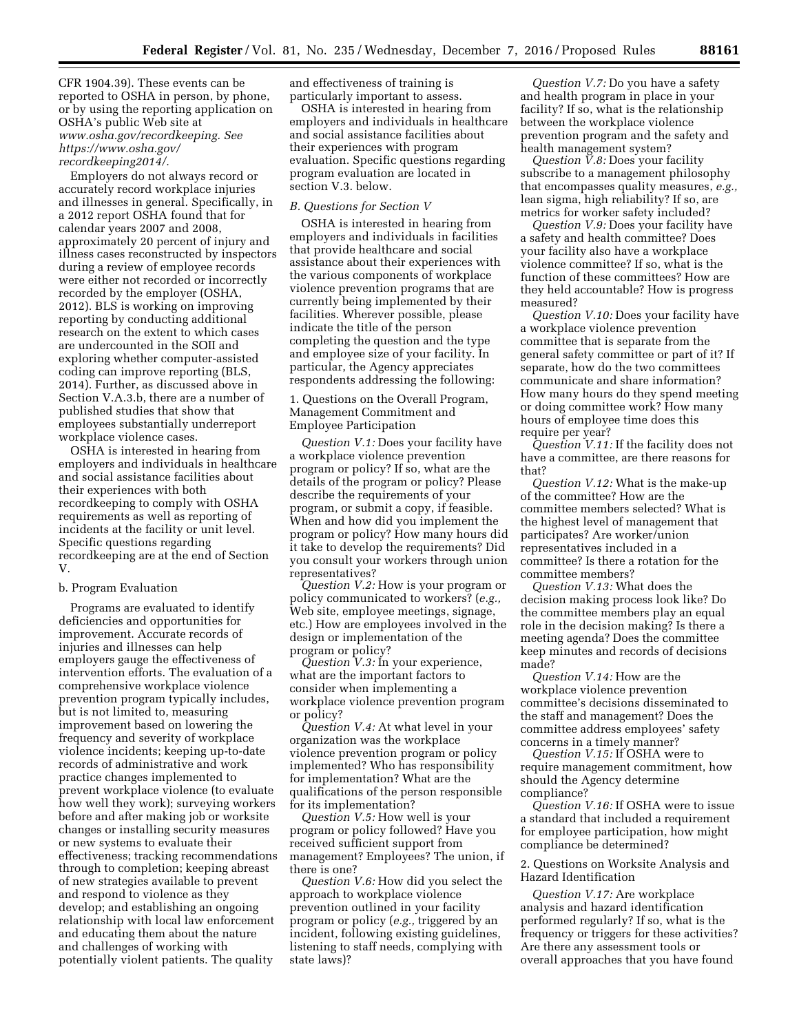CFR 1904.39). These events can be reported to OSHA in person, by phone, or by using the reporting application on OSHA's public Web site at *www.osha.gov/recordkeeping. See https://www.osha.gov/recordkeeping2014/.*

Employers do not always record or accurately record workplace injuries and illnesses in general. Specifically, in a 2012 report OSHA found that for calendar years 2007 and 2008, approximately 20 percent of injury and illness cases reconstructed by inspectors during a review of employee records were either not recorded or incorrectly recorded by the employer (OSHA, 2012). BLS is working on improving reporting by conducting additional research on the extent to which cases are undercounted in the SOII and exploring whether computer-assisted coding can improve reporting (BLS, 2014). Further, as discussed above in Section V.A.3.b, there are a number of published studies that show that employees substantially underreport workplace violence cases.

OSHA is interested in hearing from employers and individuals in healthcare and social assistance facilities about their experiences with both recordkeeping to comply with OSHA requirements as well as reporting of incidents at the facility or unit level. Specific questions regarding recordkeeping are at the end of Section V.

b. Program Evaluation

Programs are evaluated to identify deficiencies and opportunities for improvement. Accurate records of injuries and illnesses can help employers gauge the effectiveness of intervention efforts. The evaluation of a comprehensive workplace violence prevention program typically includes, but is not limited to, measuring improvement based on lowering the frequency and severity of workplace violence incidents; keeping up-to-date records of administrative and work practice changes implemented to prevent workplace violence (to evaluate how well they work); surveying workers before and after making job or worksite changes or installing security measures or new systems to evaluate their effectiveness; tracking recommendations through to completion; keeping abreast of new strategies available to prevent and respond to violence as they develop; and establishing an ongoing relationship with local law enforcement and educating them about the nature and challenges of working with potentially violent patients. The quality and effectiveness of training is particularly important to assess.

OSHA is interested in hearing from employers and individuals in healthcare and social assistance facilities about their experiences with program evaluation. Specific questions regarding program evaluation are located in section V.3. below.

*B. Questions for Section V*

OSHA is interested in hearing from employers and individuals in facilities that provide healthcare and social assistance about their experiences with the various components of workplace violence prevention programs that are currently being implemented by their facilities. Wherever possible, please indicate the title of the person completing the question and the type and employee size of your facility. In particular, the Agency appreciates respondents addressing the following:

1. Questions on the Overall Program, Management Commitment and Employee Participation

*Question V.1:* Does your facility have a workplace violence prevention program or policy? If so, what are the details of the program or policy? Please describe the requirements of your program, or submit a copy, if feasible. When and how did you implement the program or policy? How many hours did it take to develop the requirements? Did you consult your workers through union representatives?

*Question V.2:* How is your program or policy communicated to workers? (*e.g.,* Web site, employee meetings, signage, etc.) How are employees involved in the design or implementation of the program or policy?

*Question V.3:* In your experience, what are the important factors to consider when implementing a workplace violence prevention program or policy?

*Question V.4:* At what level in your organization was the workplace violence prevention program or policy implemented? Who has responsibility for implementation? What are the qualifications of the person responsible for its implementation?

*Question V.5:* How well is your program or policy followed? Have you received sufficient support from management? Employees? The union, if there is one?

*Question V.6:* How did you select the approach to workplace violence prevention outlined in your facility program or policy (*e.g.,* triggered by an incident, following existing guidelines, listening to staff needs, complying with state laws)?

*Question V.7:* Do you have a safety and health program in place in your facility? If so, what is the relationship between the workplace violence prevention program and the safety and health management system?

*Question V.8:* Does your facility subscribe to a management philosophy that encompasses quality measures, *e.g.,* lean sigma, high reliability? If so, are metrics for worker safety included?

*Question V.9:* Does your facility have a safety and health committee? Does your facility also have a workplace violence committee? If so, what is the function of these committees? How are they held accountable? How is progress measured?

*Question V.10:* Does your facility have a workplace violence prevention committee that is separate from the general safety committee or part of it? If separate, how do the two committees communicate and share information? How many hours do they spend meeting or doing committee work? How many hours of employee time does this require per year?

*Question V.11:* If the facility does not have a committee, are there reasons for that?

*Question V.12:* What is the make-up of the committee? How are the committee members selected? What is the highest level of management that participates? Are worker/union representatives included in a committee? Is there a rotation for the committee members?

*Question V.13:* What does the decision making process look like? Do the committee members play an equal role in the decision making? Is there a meeting agenda? Does the committee keep minutes and records of decisions made?

*Question V.14:* How are the workplace violence prevention committee's decisions disseminated to the staff and management? Does the committee address employees' safety concerns in a timely manner?

*Question V.15:* If OSHA were to require management commitment, how should the Agency determine compliance?

*Question V.16:* If OSHA were to issue a standard that included a requirement for employee participation, how might compliance be determined?

2. Questions on Worksite Analysis and Hazard Identification

*Question V.17:* Are workplace analysis and hazard identification performed regularly? If so, what is the frequency or triggers for these activities? Are there any assessment tools or overall approaches that you have found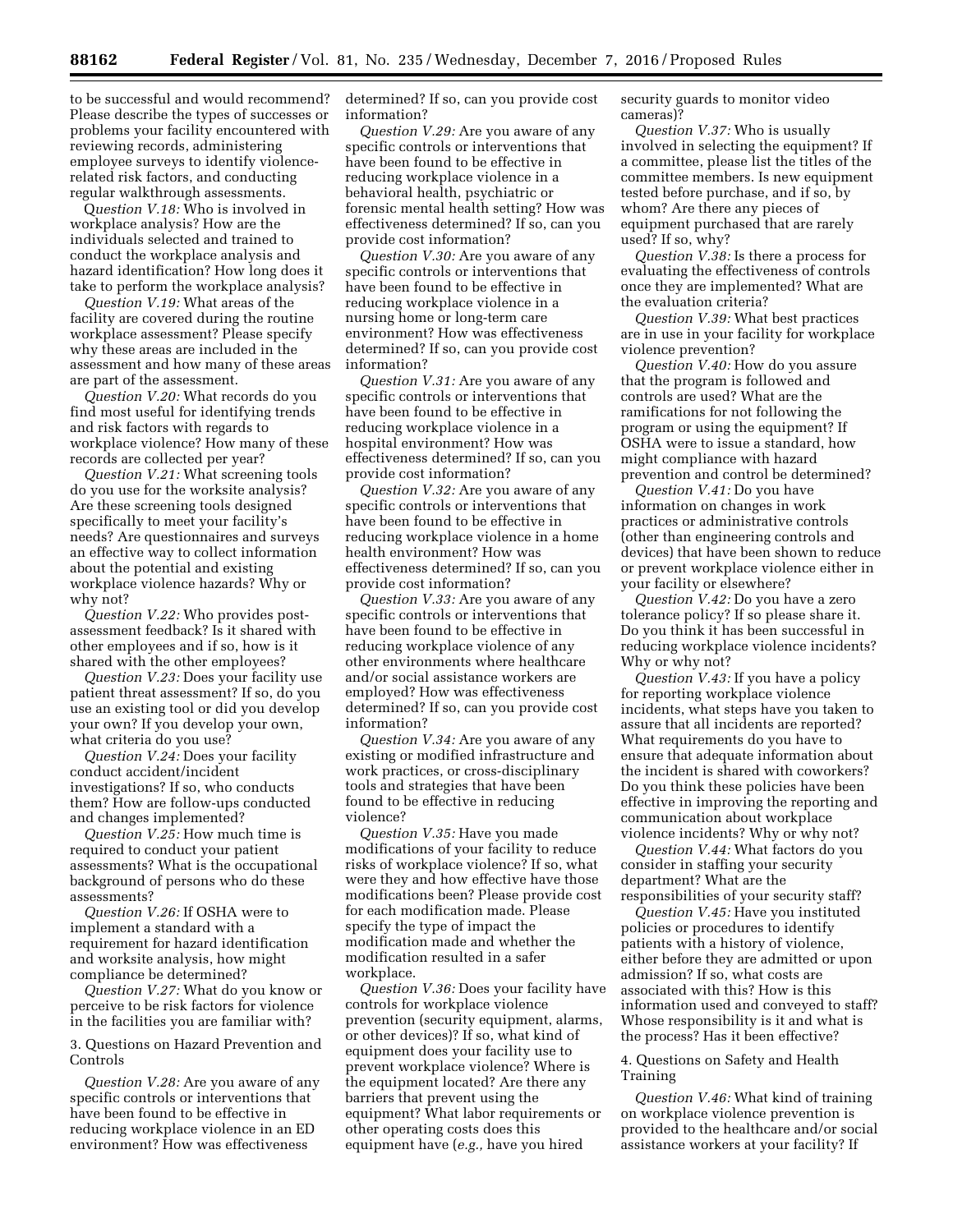to be successful and would recommend? Please describe the types of successes or problems your facility encountered with reviewing records, administering employee surveys to identify violence-related risk factors, and conducting regular walkthrough assessments.

*Question V.18:* Who is involved in workplace analysis? How are the individuals selected and trained to conduct the workplace analysis and hazard identification? How long does it take to perform the workplace analysis?

*Question V.19:* What areas of the facility are covered during the routine workplace assessment? Please specify why these areas are included in the assessment and how many of these areas are part of the assessment.

*Question V.20:* What records do you find most useful for identifying trends and risk factors with regards to workplace violence? How many of these records are collected per year?

*Question V.21:* What screening tools do you use for the worksite analysis? Are these screening tools designed specifically to meet your facility's needs? Are questionnaires and surveys an effective way to collect information about the potential and existing workplace violence hazards? Why or why not?

*Question V.22:* Who provides post-assessment feedback? Is it shared with other employees and if so, how is it shared with the other employees?

*Question V.23:* Does your facility use patient threat assessment? If so, do you use an existing tool or did you develop your own? If you develop your own, what criteria do you use?

*Question V.24:* Does your facility conduct accident/incident investigations? If so, who conducts them? How are follow-ups conducted and changes implemented?

*Question V.25:* How much time is required to conduct your patient assessments? What is the occupational background of persons who do these assessments?

*Question V.26:* If OSHA were to implement a standard with a requirement for hazard identification and worksite analysis, how might compliance be determined?

*Question V.27:* What do you know or perceive to be risk factors for violence in the facilities you are familiar with?

3. Questions on Hazard Prevention and Controls

*Question V.28:* Are you aware of any specific controls or interventions that have been found to be effective in reducing workplace violence in an ED environment? How was effectiveness determined? If so, can you provide cost information?

*Question V.29:* Are you aware of any specific controls or interventions that have been found to be effective in reducing workplace violence in a behavioral health, psychiatric or forensic mental health setting? How was effectiveness determined? If so, can you provide cost information?

*Question V.30:* Are you aware of any specific controls or interventions that have been found to be effective in reducing workplace violence in a nursing home or long-term care environment? How was effectiveness determined? If so, can you provide cost information?

*Question V.31:* Are you aware of any specific controls or interventions that have been found to be effective in reducing workplace violence in a hospital environment? How was effectiveness determined? If so, can you provide cost information?

*Question V.32:* Are you aware of any specific controls or interventions that have been found to be effective in reducing workplace violence in a home health environment? How was effectiveness determined? If so, can you provide cost information?

*Question V.33:* Are you aware of any specific controls or interventions that have been found to be effective in reducing workplace violence of any other environments where healthcare and/or social assistance workers are employed? How was effectiveness determined? If so, can you provide cost information?

*Question V.34:* Are you aware of any existing or modified infrastructure and work practices, or cross-disciplinary tools and strategies that have been found to be effective in reducing violence?

*Question V.35:* Have you made modifications of your facility to reduce risks of workplace violence? If so, what were they and how effective have those modifications been? Please provide cost for each modification made. Please specify the type of impact the modification made and whether the modification resulted in a safer workplace.

*Question V.36:* Does your facility have controls for workplace violence prevention (security equipment, alarms, or other devices)? If so, what kind of equipment does your facility use to prevent workplace violence? Where is the equipment located? Are there any barriers that prevent using the equipment? What labor requirements or other operating costs does this equipment have (*e.g.,* have you hired security guards to monitor video cameras)?

*Question V.37:* Who is usually involved in selecting the equipment? If a committee, please list the titles of the committee members. Is new equipment tested before purchase, and if so, by whom? Are there any pieces of equipment purchased that are rarely used? If so, why?

*Question V.38:* Is there a process for evaluating the effectiveness of controls once they are implemented? What are the evaluation criteria?

*Question V.39:* What best practices are in use in your facility for workplace violence prevention?

*Question V.40:* How do you assure that the program is followed and controls are used? What are the ramifications for not following the program or using the equipment? If OSHA were to issue a standard, how might compliance with hazard prevention and control be determined?

*Question V.41:* Do you have information on changes in work practices or administrative controls (other than engineering controls and devices) that have been shown to reduce or prevent workplace violence either in your facility or elsewhere?

*Question V.42:* Do you have a zero tolerance policy? If so please share it. Do you think it has been successful in reducing workplace violence incidents? Why or why not?

*Question V.43:* If you have a policy for reporting workplace violence incidents, what steps have you taken to assure that all incidents are reported? What requirements do you have to ensure that adequate information about the incident is shared with coworkers? Do you think these policies have been effective in improving the reporting and communication about workplace violence incidents? Why or why not?

*Question V.44:* What factors do you consider in staffing your security department? What are the responsibilities of your security staff?

*Question V.45:* Have you instituted policies or procedures to identify patients with a history of violence, either before they are admitted or upon admission? If so, what costs are associated with this? How is this information used and conveyed to staff? Whose responsibility is it and what is the process? Has it been effective?

4. Questions on Safety and Health Training

*Question V.46:* What kind of training on workplace violence prevention is provided to the healthcare and/or social assistance workers at your facility? If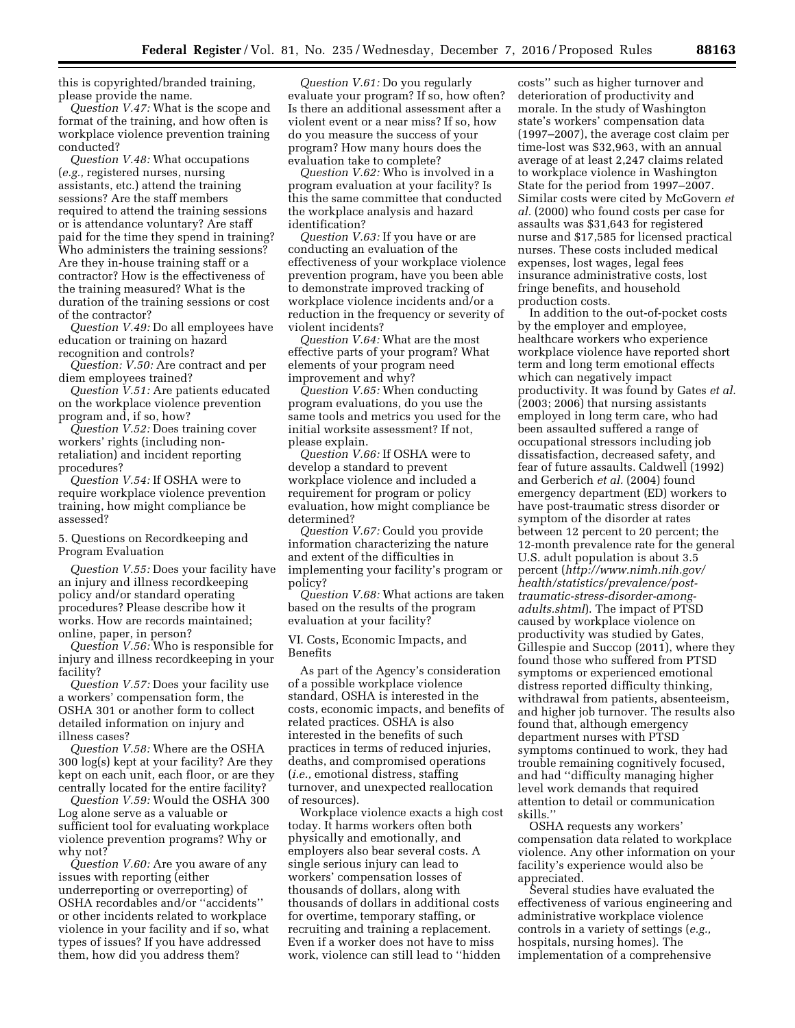this is copyrighted/branded training, please provide the name.

*Question V.47:* What is the scope and format of the training, and how often is workplace violence prevention training conducted?

*Question V.48:* What occupations (*e.g.,* registered nurses, nursing assistants, etc.) attend the training sessions? Are the staff members required to attend the training sessions or is attendance voluntary? Are staff paid for the time they spend in training? Who administers the training sessions? Are they in-house training staff or a contractor? How is the effectiveness of the training measured? What is the duration of the training sessions or cost of the contractor?

*Question V.49:* Do all employees have education or training on hazard recognition and controls?

*Question: V.50:* Are contract and per diem employees trained?

*Question V.51:* Are patients educated on the workplace violence prevention program and, if so, how?

*Question V.52:* Does training cover workers' rights (including non-retaliation) and incident reporting procedures?

*Question V.54:* If OSHA were to require workplace violence prevention training, how might compliance be assessed?

5. Questions on Recordkeeping and Program Evaluation

*Question V.55:* Does your facility have an injury and illness recordkeeping policy and/or standard operating procedures? Please describe how it works. How are records maintained; online, paper, in person?

*Question V.56:* Who is responsible for injury and illness recordkeeping in your facility?

*Question V.57:* Does your facility use a workers' compensation form, the OSHA 301 or another form to collect detailed information on injury and illness cases?

*Question V.58:* Where are the OSHA 300 log(s) kept at your facility? Are they kept on each unit, each floor, or are they centrally located for the entire facility?

*Question V.59:* Would the OSHA 300 Log alone serve as a valuable or sufficient tool for evaluating workplace violence prevention programs? Why or why not?

*Question V.60:* Are you aware of any issues with reporting (either underreporting or overreporting) of OSHA recordables and/or "accidents" or other incidents related to workplace violence in your facility and if so, what types of issues? If you have addressed them, how did you address them?

*Question V.61:* Do you regularly evaluate your program? If so, how often? Is there an additional assessment after a violent event or a near miss? If so, how do you measure the success of your program? How many hours does the evaluation take to complete?

*Question V.62:* Who is involved in a program evaluation at your facility? Is this the same committee that conducted the workplace analysis and hazard identification?

*Question V.63:* If you have or are conducting an evaluation of the effectiveness of your workplace violence prevention program, have you been able to demonstrate improved tracking of workplace violence incidents and/or a reduction in the frequency or severity of violent incidents?

*Question V.64:* What are the most effective parts of your program? What elements of your program need improvement and why?

*Question V.65:* When conducting program evaluations, do you use the same tools and metrics you used for the initial worksite assessment? If not, please explain.

*Question V.66:* If OSHA were to develop a standard to prevent workplace violence and included a requirement for program or policy evaluation, how might compliance be determined?

*Question V.67:* Could you provide information characterizing the nature and extent of the difficulties in implementing your facility's program or policy?

*Question V.68:* What actions are taken based on the results of the program evaluation at your facility?

VI. Costs, Economic Impacts, and Benefits

As part of the Agency's consideration of a possible workplace violence standard, OSHA is interested in the costs, economic impacts, and benefits of related practices. OSHA is also interested in the benefits of such practices in terms of reduced injuries, deaths, and compromised operations (*i.e.,* emotional distress, staffing turnover, and unexpected reallocation of resources).

Workplace violence exacts a high cost today. It harms workers often both physically and emotionally, and employers also bear several costs. A single serious injury can lead to workers' compensation losses of thousands of dollars, along with thousands of dollars in additional costs for overtime, temporary staffing, or recruiting and training a replacement. Even if a worker does not have to miss work, violence can still lead to "hidden costs" such as higher turnover and deterioration of productivity and morale. In the study of Washington state's workers' compensation data (1997–2007), the average cost claim per time-lost was $32,963, with an annual average of at least 2,247 claims related to workplace violence in Washington State for the period from 1997–2007. Similar costs were cited by McGovern *et al.* (2000) who found costs per case for assaults was $31,643 for registered nurse and $17,585 for licensed practical nurses. These costs included medical expenses, lost wages, legal fees insurance administrative costs, lost fringe benefits, and household production costs.

In addition to the out-of-pocket costs by the employer and employee, healthcare workers who experience workplace violence have reported short term and long term emotional effects which can negatively impact productivity. It was found by Gates *et al.* (2003; 2006) that nursing assistants employed in long term care, who had been assaulted suffered a range of occupational stressors including job dissatisfaction, decreased safety, and fear of future assaults. Caldwell (1992) and Gerberich *et al.* (2004) found emergency department (ED) workers to have post-traumatic stress disorder or symptom of the disorder at rates between 12 percent to 20 percent; the 12-month prevalence rate for the general U.S. adult population is about 3.5 percent (*http://www.nimh.nih.gov/health/statistics/prevalence/post-traumatic-stress-disorder-among-adults.shtml*). The impact of PTSD caused by workplace violence on productivity was studied by Gates, Gillespie and Succop (2011), where they found those who suffered from PTSD symptoms or experienced emotional distress reported difficulty thinking, withdrawal from patients, absenteeism, and higher job turnover. The results also found that, although emergency department nurses with PTSD symptoms continued to work, they had trouble remaining cognitively focused, and had "difficulty managing higher level work demands that required attention to detail or communication skills."

OSHA requests any workers' compensation data related to workplace violence. Any other information on your facility's experience would also be appreciated.

Several studies have evaluated the effectiveness of various engineering and administrative workplace violence controls in a variety of settings (*e.g.,* hospitals, nursing homes). The implementation of a comprehensive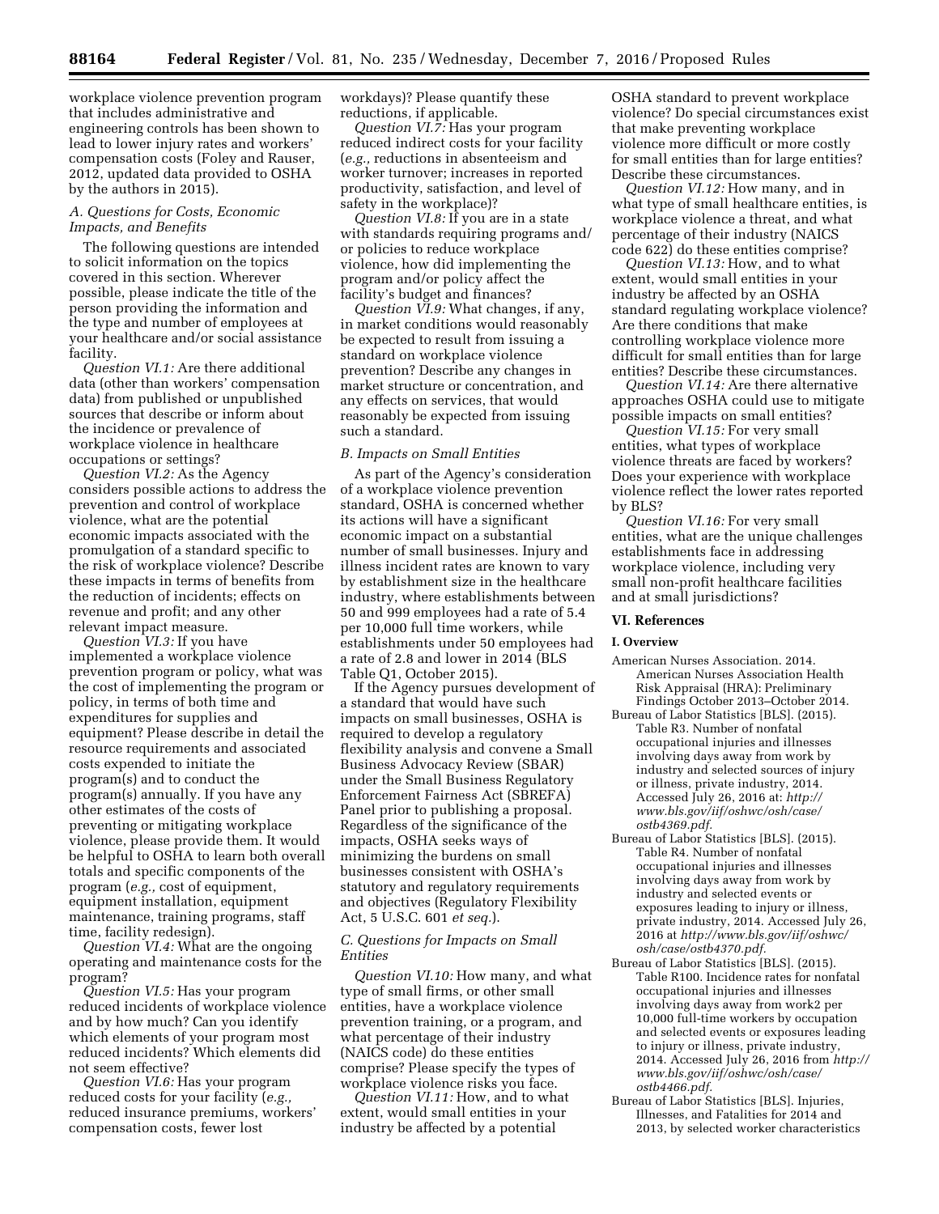workplace violence prevention program that includes administrative and engineering controls has been shown to lead to lower injury rates and workers' compensation costs (Foley and Rauser, 2012, updated data provided to OSHA by the authors in 2015).

### *A. Questions for Costs, Economic Impacts, and Benefits*

The following questions are intended to solicit information on the topics covered in this section. Wherever possible, please indicate the title of the person providing the information and the type and number of employees at your healthcare and/or social assistance facility.

*Question VI.1:* Are there additional data (other than workers' compensation data) from published or unpublished sources that describe or inform about the incidence or prevalence of workplace violence in healthcare occupations or settings?

*Question VI.2:* As the Agency considers possible actions to address the prevention and control of workplace violence, what are the potential economic impacts associated with the promulgation of a standard specific to the risk of workplace violence? Describe these impacts in terms of benefits from the reduction of incidents; effects on revenue and profit; and any other relevant impact measure.

*Question VI.3:* If you have implemented a workplace violence prevention program or policy, what was the cost of implementing the program or policy, in terms of both time and expenditures for supplies and equipment? Please describe in detail the resource requirements and associated costs expended to initiate the program(s) and to conduct the program(s) annually. If you have any other estimates of the costs of preventing or mitigating workplace violence, please provide them. It would be helpful to OSHA to learn both overall totals and specific components of the program (*e.g.,* cost of equipment, equipment installation, equipment maintenance, training programs, staff time, facility redesign).

*Question VI.4:* What are the ongoing operating and maintenance costs for the program?

*Question VI.5:* Has your program reduced incidents of workplace violence and by how much? Can you identify which elements of your program most reduced incidents? Which elements did not seem effective?

*Question VI.6:* Has your program reduced costs for your facility (*e.g.,* reduced insurance premiums, workers' compensation costs, fewer lost workdays)? Please quantify these reductions, if applicable.

*Question VI.7:* Has your program reduced indirect costs for your facility (*e.g.,* reductions in absenteeism and worker turnover; increases in reported productivity, satisfaction, and level of safety in the workplace)?

*Question VI.8:* If you are in a state with standards requiring programs and/or policies to reduce workplace violence, how did implementing the program and/or policy affect the facility's budget and finances?

*Question VI.9:* What changes, if any, in market conditions would reasonably be expected to result from issuing a standard on workplace violence prevention? Describe any changes in market structure or concentration, and any effects on services, that would reasonably be expected from issuing such a standard.

### *B. Impacts on Small Entities*

As part of the Agency's consideration of a workplace violence prevention standard, OSHA is concerned whether its actions will have a significant economic impact on a substantial number of small businesses. Injury and illness incident rates are known to vary by establishment size in the healthcare industry, where establishments between 50 and 999 employees had a rate of 5.4 per 10,000 full time workers, while establishments under 50 employees had a rate of 2.8 and lower in 2014 (BLS Table Q1, October 2015).

If the Agency pursues development of a standard that would have such impacts on small businesses, OSHA is required to develop a regulatory flexibility analysis and convene a Small Business Advocacy Review (SBAR) under the Small Business Regulatory Enforcement Fairness Act (SBREFA) Panel prior to publishing a proposal. Regardless of the significance of the impacts, OSHA seeks ways of minimizing the burdens on small businesses consistent with OSHA's statutory and regulatory requirements and objectives (Regulatory Flexibility Act, 5 U.S.C. 601 *et seq.*).

### *C. Questions for Impacts on Small Entities*

*Question VI.10:* How many, and what type of small firms, or other small entities, have a workplace violence prevention training, or a program, and what percentage of their industry (NAICS code) do these entities comprise? Please specify the types of workplace violence risks you face.

*Question VI.11:* How, and to what extent, would small entities in your industry be affected by a potential OSHA standard to prevent workplace violence? Do special circumstances exist that make preventing workplace violence more difficult or more costly for small entities than for large entities? Describe these circumstances.

*Question VI.12:* How many, and in what type of small healthcare entities, is workplace violence a threat, and what percentage of their industry (NAICS code 622) do these entities comprise?

*Question VI.13:* How, and to what extent, would small entities in your industry be affected by an OSHA standard regulating workplace violence? Are there conditions that make controlling workplace violence more difficult for small entities than for large entities? Describe these circumstances.

*Question VI.14:* Are there alternative approaches OSHA could use to mitigate possible impacts on small entities?

*Question VI.15:* For very small entities, what types of workplace violence threats are faced by workers? Does your experience with workplace violence reflect the lower rates reported by BLS?

*Question VI.16:* For very small entities, what are the unique challenges establishments face in addressing workplace violence, including very small non-profit healthcare facilities and at small jurisdictions?

## VI. References

**I. Overview**

American Nurses Association. 2014. American Nurses Association Health Risk Appraisal (HRA): Preliminary Findings October 2013–October 2014.

Bureau of Labor Statistics [BLS]. (2015). Table R3. Number of nonfatal occupational injuries and illnesses involving days away from work by industry and selected sources of injury or illness, private industry, 2014. Accessed July 26, 2016 at: *http://www.bls.gov/iif/oshwc/osh/case/ostb4369.pdf.*

Bureau of Labor Statistics [BLS]. (2015). Table R4. Number of nonfatal occupational injuries and illnesses involving days away from work by industry and selected events or exposures leading to injury or illness, private industry, 2014. Accessed July 26, 2016 at *http://www.bls.gov/iif/oshwc/osh/case/ostb4370.pdf.*

Bureau of Labor Statistics [BLS]. (2015). Table R100. Incidence rates for nonfatal occupational injuries and illnesses involving days away from work2 per 10,000 full-time workers by occupation and selected events or exposures leading to injury or illness, private industry, 2014. Accessed July 26, 2016 from *http://www.bls.gov/iif/oshwc/osh/case/ostb4466.pdf.*

Bureau of Labor Statistics [BLS]. Injuries, Illnesses, and Fatalities for 2014 and 2013, by selected worker characteristics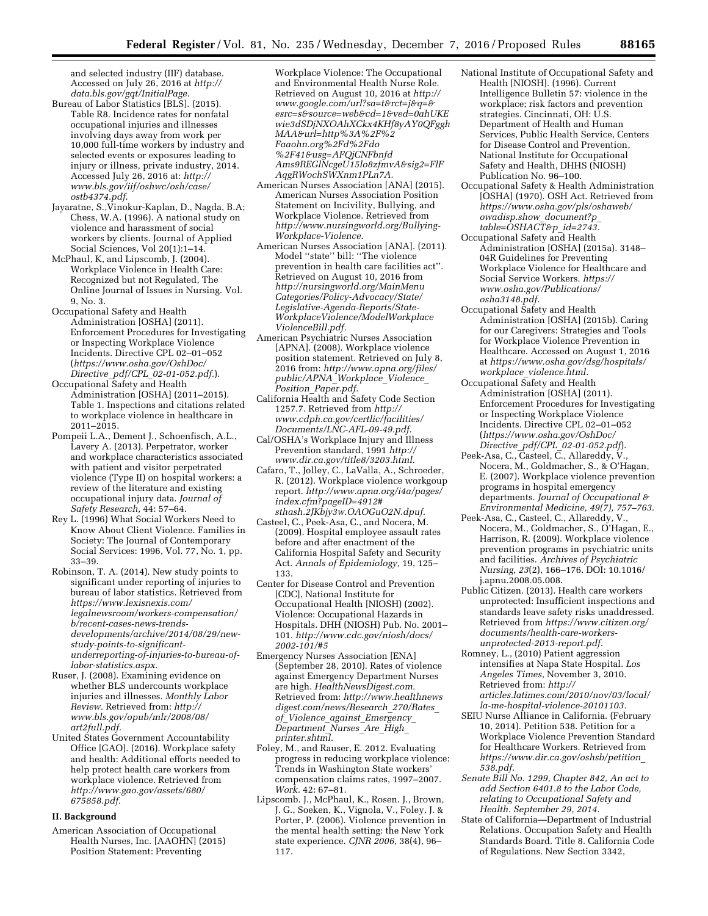and selected industry (IIF) database. Accessed on July 26, 2016 at *http://data.bls.gov/gqt/InitialPage.*

Bureau of Labor Statistics [BLS]. (2015). Table R8. Incidence rates for nonfatal occupational injuries and illnesses involving days away from work per 10,000 full-time workers by industry and selected events or exposures leading to injury or illness, private industry, 2014. Accessed July 26, 2016 at: *http://www.bls.gov/iif/oshwc/osh/case/ostb4374.pdf.*

Jayaratne, S.,Vinokur-Kaplan, D., Nagda, B.A; Chess, W.A. (1996). A national study on violence and harassment of social workers by clients. Journal of Applied Social Sciences, Vol 20(1):1–14.

McPhaul, K, and Lipscomb, J. (2004). Workplace Violence in Health Care: Recognized but not Regulated, The Online Journal of Issues in Nursing. Vol. 9, No. 3.

Occupational Safety and Health Administration [OSHA] (2011). Enforcement Procedures for Investigating or Inspecting Workplace Violence Incidents. Directive CPL 02–01–052 (*https://www.osha.gov/OshDoc/Directive_pdf/CPL_02-01-052.pdf.*).

Occupational Safety and Health Administration [OSHA] (2011–2015). Table 1. Inspections and citations related to workplace violence in healthcare in 2011–2015.

Pompeii L.A., Dement J., Schoenfisch, A.L., Lavery A. (2013). Perpetrator, worker and workplace characteristics associated with patient and visitor perpetrated violence (Type II) on hospital workers: a review of the literature and existing occupational injury data. *Journal of Safety Research,* 44: 57–64.

Rey L. (1996) What Social Workers Need to Know About Client Violence. Families in Society: The Journal of Contemporary Social Services: 1996, Vol. 77, No. 1, pp. 33–39.

Robinson, T. A. (2014). New study points to significant under reporting of injuries to bureau of labor statistics. Retrieved from *https://www.lexisnexis.com/legalnewsroom/workers-compensation/b/recent-cases-news-trends-developments/archive/2014/08/29/new-study-points-to-significant-underreporting-of-injuries-to-bureau-of-labor-statistics.aspx.*

Ruser, J. (2008). Examining evidence on whether BLS undercounts workplace injuries and illnesses. *Monthly Labor Review.* Retrieved from: *http://www.bls.gov/opub/mlr/2008/08/art2full.pdf.*

United States Government Accountability Office [GAO]. (2016). Workplace safety and health: Additional efforts needed to help protect health care workers from workplace violence. Retrieved from *http://www.gao.gov/assets/680/675858.pdf.*

**II. Background**

American Association of Occupational Health Nurses, Inc. [AAOHN] (2015) Position Statement: Preventing Workplace Violence: The Occupational and Environmental Health Nurse Role. Retrieved on August 10, 2016 at *http://www.google.com/url?sa=t&rct=j&q=&esrc=s&source=web&cd=1&ved=0ahUKEwie3dSDjNXOAhXCkx4KHf8yAY0QFgghMAA&url=http%3A%2F%2Faaohn.org%2Fd%2Fdo%2F41&usg=AFQjCNFbnfdAms9REGlNcgeU15lo8zfmvA&sig2=FlFAqgRWochSWXnm1PLn7A.*

American Nurses Association [ANA] (2015). American Nurses Association Position Statement on Incivility, Bullying, and Workplace Violence. Retrieved from *http://www.nursingworld.org/Bullying-Workplace-Violence.*

American Nurses Association [ANA]. (2011). Model ''state'' bill: ''The violence prevention in health care facilities act''. Retrieved on August 10, 2016 from *http://nursingworld.org/MainMenuCategories/Policy-Advocacy/State/Legislative-Agenda-Reports/State-WorkplaceViolence/ModelWorkplaceViolenceBill.pdf.*

American Psychiatric Nurses Association [APNA]. (2008). Workplace violence position statement. Retrieved on July 8, 2016 from: *http://www.apna.org/files/public/APNA_Workplace_Violence_Position_Paper.pdf.*

California Health and Safety Code Section 1257.7. Retrieved from *http://www.cdph.ca.gov/certlic/facilities/Documents/LNC-AFL-09-49.pdf.*

Cal/OSHA's Workplace Injury and Illness Prevention standard, 1991 *http://www.dir.ca.gov/title8/3203.html.*

Cafaro, T., Jolley, C., LaValla, A., Schroeder, R. (2012). Workplace violence workgoup report. *http://www.apna.org/i4a/pages/index.cfm?pageID=4912#sthash.2JKbjy3w.OAOGuO2N.dpuf.*

Casteel, C., Peek-Asa, C., and Nocera, M. (2009). Hospital employee assault rates before and after enactment of the California Hospital Safety and Security Act. *Annals of Epidemiology,* 19, 125–133.

Center for Disease Control and Prevention [CDC], National Institute for Occupational Health [NIOSH] (2002). Violence: Occupational Hazards in Hospitals. DHH (NIOSH) Pub. No. 2001–101. *http://www.cdc.gov/niosh/docs/2002-101/#5*

Emergency Nurses Association [ENA] (September 28, 2010). Rates of violence against Emergency Department Nurses are high. *HealthNewsDigest.com.* Retrieved from: *http://www.healthnewsdigest.com/news/Research_270/Rates_of_Violence_against_Emergency_Department_Nurses_Are_High_printer.shtml.*

Foley, M., and Rauser, E. 2012. Evaluating progress in reducing workplace violence: Trends in Washington State workers' compensation claims rates, 1997–2007. *Work.* 42: 67–81.

Lipscomb. J., McPhaul, K., Rosen. J., Brown, J. G., Soeken, K., Vignola, V., Foley, J. & Porter, P. (2006). Violence prevention in the mental health setting: the New York state experience. *CJNR 2006,* 38(4), 96–117.

National Institute of Occupational Safety and Health [NIOSH]. (1996). Current Intelligence Bulletin 57: violence in the workplace; risk factors and prevention strategies. Cincinnati, OH: U.S. Department of Health and Human Services, Public Health Service, Centers for Disease Control and Prevention, National Institute for Occupational Safety and Health, DHHS (NIOSH) Publication No. 96–100.

Occupational Safety & Health Administration [OSHA] (1970). OSH Act. Retrieved from *https://www.osha.gov/pls/oshaweb/owadisp.show_document?p_table=OSHACT&p_id=2743.*

Occupational Safety and Health Administration [OSHA] (2015a). 3148–04R Guidelines for Preventing Workplace Violence for Healthcare and Social Service Workers. *https://www.osha.gov/Publications/osha3148.pdf.*

Occupational Safety and Health Administration [OSHA] (2015b). Caring for our Caregivers: Strategies and Tools for Workplace Violence Prevention in Healthcare. Accessed on August 1, 2016 at *https://www.osha.gov/dsg/hospitals/workplace_violence.html.*

Occupational Safety and Health Administration [OSHA] (2011). Enforcement Procedures for Investigating or Inspecting Workplace Violence Incidents. Directive CPL 02–01–052 (*https://www.osha.gov/OshDoc/Directive_pdf/CPL_02-01-052.pdf*).

Peek-Asa, C., Casteel, C., Allareddy, V., Nocera, M., Goldmacher, S., & O'Hagan, E. (2007). Workplace violence prevention programs in hospital emergency departments. *Journal of Occupational & Environmental Medicine, 49(7), 757–763.*

Peek-Asa, C., Casteel, C., Allareddy, V., Nocera, M., Goldmacher, S., O'Hagan, E., Harrison, R. (2009). Workplace violence prevention programs in psychiatric units and facilities. *Archives of Psychiatric Nursing, 23*(2), 166–176. DOI: 10.1016/j.apnu.2008.05.008.

Public Citizen. (2013). Health care workers unprotected: Insufficient inspections and standards leave safety risks unaddressed. Retrieved from *https://www.citizen.org/documents/health-care-workers-unprotected-2013-report.pdf.*

Romney, L., (2010) Patient aggression intensifies at Napa State Hospital. *Los Angeles Times,* November 3, 2010. Retrieved from: *http://articles.latimes.com/2010/nov/03/local/la-me-hospital-violence-20101103.*

SEIU Nurse Alliance in California. (February 10, 2014). Petition 538. Petition for a Workplace Violence Prevention Standard for Healthcare Workers. Retrieved from *https://www.dir.ca.gov/oshsb/petition_538.pdf.*

*Senate Bill No. 1299, Chapter 842, An act to add Section 6401.8 to the Labor Code, relating to Occupational Safety and Health. September 29, 2014.*

State of California—Department of Industrial Relations. Occupation Safety and Health Standards Board. Title 8. California Code of Regulations. New Section 3342,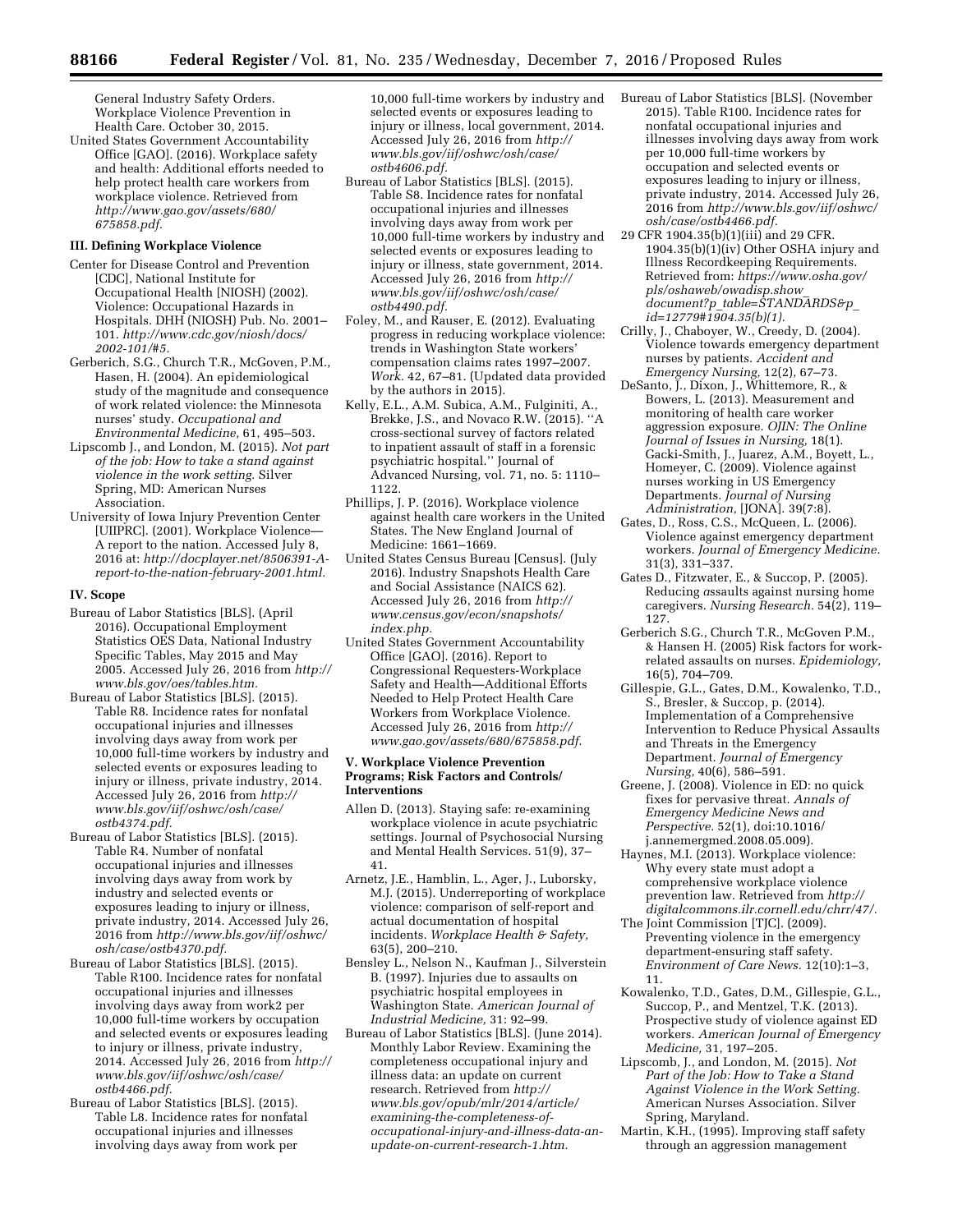General Industry Safety Orders. Workplace Violence Prevention in Health Care. October 30, 2015.

United States Government Accountability Office [GAO]. (2016). Workplace safety and health: Additional efforts needed to help protect health care workers from workplace violence. Retrieved from *http://www.gao.gov/assets/680/675858.pdf*.

### III. Defining Workplace Violence

Center for Disease Control and Prevention [CDC], National Institute for Occupational Health [NIOSH] (2002). Violence: Occupational Hazards in Hospitals. DHH (NIOSH) Pub. No. 2001–101. *http://www.cdc.gov/niosh/docs/2002-101/#5*.

Gerberich, S.G., Church T.R., McGoven, P.M., Hasen, H. (2004). An epidemiological study of the magnitude and consequence of work related violence: the Minnesota nurses' study. *Occupational and Environmental Medicine,* 61, 495–503.

Lipscomb J., and London, M. (2015). *Not part of the job: How to take a stand against violence in the work setting.* Silver Spring, MD: American Nurses Association.

University of Iowa Injury Prevention Center [UIIPRC]. (2001). Workplace Violence—A report to the nation. Accessed July 8, 2016 at: *http://docplayer.net/8506391-A-report-to-the-nation-february-2001.html*.

### IV. Scope

Bureau of Labor Statistics [BLS]. (April 2016). Occupational Employment Statistics OES Data, National Industry Specific Tables, May 2015 and May 2005. Accessed July 26, 2016 from *http://www.bls.gov/oes/tables.htm*.

Bureau of Labor Statistics [BLS]. (2015). Table R8. Incidence rates for nonfatal occupational injuries and illnesses involving days away from work per 10,000 full-time workers by industry and selected events or exposures leading to injury or illness, private industry, 2014. Accessed July 26, 2016 from *http://www.bls.gov/iif/oshwc/osh/case/ostb4374.pdf*.

Bureau of Labor Statistics [BLS]. (2015). Table R4. Number of nonfatal occupational injuries and illnesses involving days away from work by industry and selected events or exposures leading to injury or illness, private industry, 2014. Accessed July 26, 2016 from *http://www.bls.gov/iif/oshwc/osh/case/ostb4370.pdf*.

Bureau of Labor Statistics [BLS]. (2015). Table R100. Incidence rates for nonfatal occupational injuries and illnesses involving days away from work2 per 10,000 full-time workers by occupation and selected events or exposures leading to injury or illness, private industry, 2014. Accessed July 26, 2016 from *http://www.bls.gov/iif/oshwc/osh/case/ostb4466.pdf*.

Bureau of Labor Statistics [BLS]. (2015). Table L8. Incidence rates for nonfatal occupational injuries and illnesses involving days away from work per 10,000 full-time workers by industry and selected events or exposures leading to injury or illness, local government, 2014. Accessed July 26, 2016 from *http://www.bls.gov/iif/oshwc/osh/case/ostb4606.pdf*.

Bureau of Labor Statistics [BLS]. (2015). Table S8. Incidence rates for nonfatal occupational injuries and illnesses involving days away from work per 10,000 full-time workers by industry and selected events or exposures leading to injury or illness, state government, 2014. Accessed July 26, 2016 from *http://www.bls.gov/iif/oshwc/osh/case/ostb4490.pdf*.

Foley, M., and Rauser, E. (2012). Evaluating progress in reducing workplace violence: trends in Washington State workers' compensation claims rates 1997–2007. *Work.* 42, 67–81. (Updated data provided by the authors in 2015).

Kelly, E.L., A.M. Subica, A.M., Fulginiti, A., Brekke, J.S., and Novaco R.W. (2015). ''A cross-sectional survey of factors related to inpatient assault of staff in a forensic psychiatric hospital.'' Journal of Advanced Nursing, vol. 71, no. 5: 1110–1122.

Phillips, J. P. (2016). Workplace violence against health care workers in the United States. The New England Journal of Medicine: 1661–1669.

United States Census Bureau [Census]. (July 2016). Industry Snapshots Health Care and Social Assistance (NAICS 62). Accessed July 26, 2016 from *http://www.census.gov/econ/snapshots/index.php*.

United States Government Accountability Office [GAO]. (2016). Report to Congressional Requesters-Workplace Safety and Health—Additional Efforts Needed to Help Protect Health Care Workers from Workplace Violence. Accessed July 26, 2016 from *http://www.gao.gov/assets/680/675858.pdf*.

### V. Workplace Violence Prevention Programs; Risk Factors and Controls/Interventions

Allen D. (2013). Staying safe: re-examining workplace violence in acute psychiatric settings. Journal of Psychosocial Nursing and Mental Health Services. 51(9), 37–41.

Arnetz, J.E., Hamblin, L., Ager, J., Luborsky, M.J. (2015). Underreporting of workplace violence: comparison of self-report and actual documentation of hospital incidents. *Workplace Health & Safety,* 63(5), 200–210.

Bensley L., Nelson N., Kaufman J., Silverstein B. (1997). Injuries due to assaults on psychiatric hospital employees in Washington State. *American Journal of Industrial Medicine,* 31: 92–99.

Bureau of Labor Statistics [BLS]. (June 2014). Monthly Labor Review. Examining the completeness occupational injury and illness data: an update on current research. Retrieved from *http://www.bls.gov/opub/mlr/2014/article/examining-the-completeness-of-occupational-injury-and-illness-data-an-update-on-current-research-1.htm*.

Bureau of Labor Statistics [BLS]. (November 2015). Table R100. Incidence rates for nonfatal occupational injuries and illnesses involving days away from work per 10,000 full-time workers by occupation and selected events or exposures leading to injury or illness, private industry, 2014. Accessed July 26, 2016 from *http://www.bls.gov/iif/oshwc/osh/case/ostb4466.pdf*.

29 CFR 1904.35(b)(1)(iii) and 29 CFR. 1904.35(b)(1)(iv) Other OSHA injury and Illness Recordkeeping Requirements. Retrieved from: *https://www.osha.gov/pls/oshaweb/owadisp.show_document?p_table=STANDARDS&p_id=12779#1904.35(b)(1)*.

Crilly, J., Chaboyer, W., Creedy, D. (2004). Violence towards emergency department nurses by patients. *Accident and Emergency Nursing,* 12(2), 67–73.

DeSanto, J., Dixon, J., Whittemore, R., & Bowers, L. (2013). Measurement and monitoring of health care worker aggression exposure. *OJIN: The Online Journal of Issues in Nursing,* 18(1). Gacki-Smith, J., Juarez, A.M., Boyett, L., Homeyer, C. (2009). Violence against nurses working in US Emergency Departments. *Journal of Nursing Administration,* [JONA]. 39(7:8).

Gates, D., Ross, C.S., McQueen, L. (2006). Violence against emergency department workers. *Journal of Emergency Medicine.* 31(3), 331–337.

Gates D., Fitzwater, E., & Succop, P. (2005). Reducing *a*ssaults against nursing home caregivers. *Nursing Research.* 54(2), 119–127.

Gerberich S.G., Church T.R., McGoven P.M., & Hansen H. (2005) Risk factors for work-related assaults on nurses. *Epidemiology,* 16(5), 704–709.

Gillespie, G.L., Gates, D.M., Kowalenko, T.D., S., Bresler, & Succop, p. (2014). Implementation of a Comprehensive Intervention to Reduce Physical Assaults and Threats in the Emergency Department. *Journal of Emergency Nursing,* 40(6), 586–591.

Greene, J. (2008). Violence in ED: no quick fixes for pervasive threat. *Annals of Emergency Medicine News and Perspective.* 52(1), doi:10.1016/j.annemergmed.2008.05.009).

Haynes, M.I. (2013). Workplace violence: Why every state must adopt a comprehensive workplace violence prevention law. Retrieved from *http://digitalcommons.ilr.cornell.edu/chrr/47/*.

The Joint Commission [TJC]. (2009). Preventing violence in the emergency department-ensuring staff safety. *Environment of Care News.* 12(10):1–3, 11.

Kowalenko, T.D., Gates, D.M., Gillespie, G.L., Succop, P., and Mentzel, T.K. (2013). Prospective study of violence against ED workers. *American Journal of Emergency Medicine,* 31, 197–205.

Lipscomb, J., and London, M. (2015). *Not Part of the Job: How to Take a Stand Against Violence in the Work Setting.* American Nurses Association. Silver Spring, Maryland.

Martin, K.H., (1995). Improving staff safety through an aggression management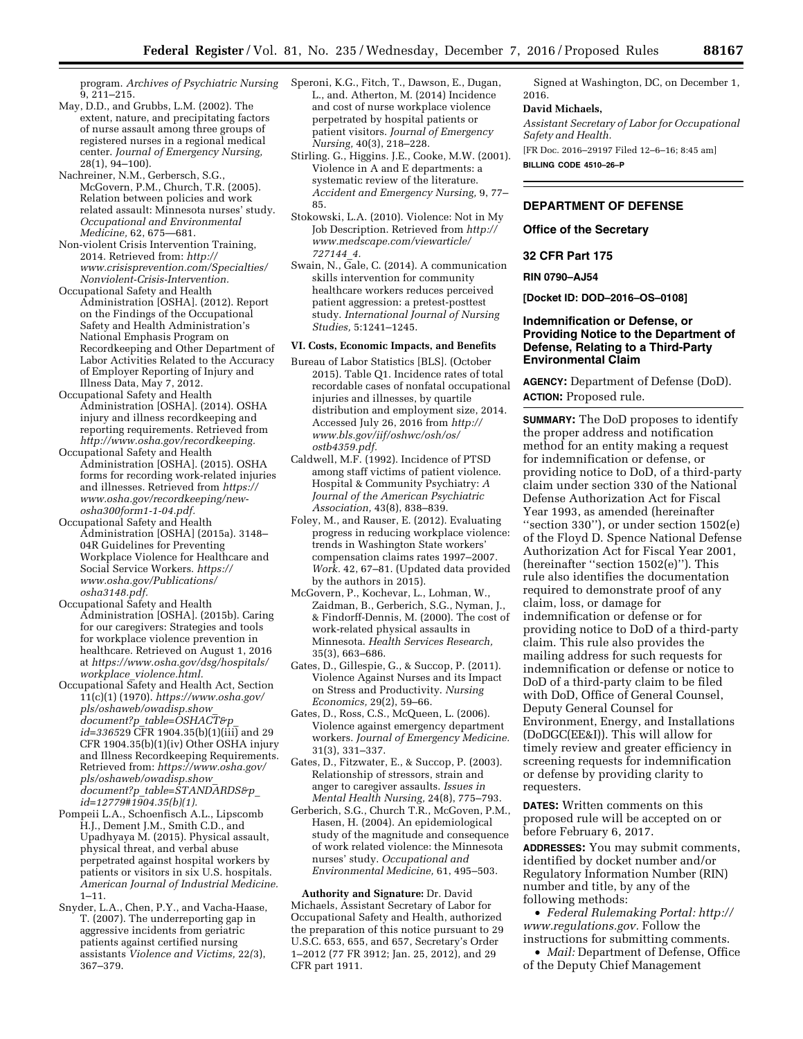program. *Archives of Psychiatric Nursing* 9, 211–215.

May, D.D., and Grubbs, L.M. (2002). The extent, nature, and precipitating factors of nurse assault among three groups of registered nurses in a regional medical center. *Journal of Emergency Nursing,* 28(1), 94–100).

Nachreiner, N.M., Gerbersch, S.G., McGovern, P.M., Church, T.R. (2005). Relation between policies and work related assault: Minnesota nurses' study. *Occupational and Environmental Medicine,* 62, 675—681.

Non-violent Crisis Intervention Training, 2014. Retrieved from: *http://www.crisisprevention.com/Specialties/Nonviolent-Crisis-Intervention.*

Occupational Safety and Health Administration [OSHA]. (2012). Report on the Findings of the Occupational Safety and Health Administration's National Emphasis Program on Recordkeeping and Other Department of Labor Activities Related to the Accuracy of Employer Reporting of Injury and Illness Data, May 7, 2012.

Occupational Safety and Health Administration [OSHA]. (2014). OSHA injury and illness recordkeeping and reporting requirements. Retrieved from *http://www.osha.gov/recordkeeping.*

Occupational Safety and Health Administration [OSHA]. (2015). OSHA forms for recording work-related injuries and illnesses. Retrieved from *https://www.osha.gov/recordkeeping/new-osha300form1-1-04.pdf.*

Occupational Safety and Health Administration [OSHA] (2015a). 3148–04R Guidelines for Preventing Workplace Violence for Healthcare and Social Service Workers. *https://www.osha.gov/Publications/osha3148.pdf.*

Occupational Safety and Health Administration [OSHA]. (2015b). Caring for our caregivers: Strategies and tools for workplace violence prevention in healthcare. Retrieved on August 1, 2016 at *https://www.osha.gov/dsg/hospitals/workplace_violence.html.*

Occupational Safety and Health Act, Section 11(c)(1) (1970). *https://www.osha.gov/pls/oshaweb/owadisp.show_document?p_table=OSHACT&p_id=3365*29 CFR 1904.35(b)(1)(iii) and 29 CFR 1904.35(b)(1)(iv) Other OSHA injury and Illness Recordkeeping Requirements. Retrieved from: *https://www.osha.gov/pls/oshaweb/owadisp.show_document?p_table=STANDARDS&p_id=12779#1904.35(b)(1).*

Pompeii L.A., Schoenfisch A.L., Lipscomb H.J., Dement J.M., Smith C.D., and Upadhyaya M. (2015). Physical assault, physical threat, and verbal abuse perpetrated against hospital workers by patients or visitors in six U.S. hospitals. *American Journal of Industrial Medicine.* 1–11.

Snyder, L.A., Chen, P.Y., and Vacha-Haase, T. (2007). The underreporting gap in aggressive incidents from geriatric patients against certified nursing assistants *Violence and Victims,* 22*(*3), 367–379.

Speroni, K.G., Fitch, T., Dawson, E., Dugan, L., and. Atherton, M. (2014) Incidence and cost of nurse workplace violence perpetrated by hospital patients or patient visitors. *Journal of Emergency Nursing,* 40(3), 218–228.

Stirling. G., Higgins. J.E., Cooke, M.W. (2001). Violence in A and E departments: a systematic review of the literature. *Accident and Emergency Nursing,* 9, 77–85.

Stokowski, L.A. (2010). Violence: Not in My Job Description. Retrieved from *http://www.medscape.com/viewarticle/727144_4.*

Swain, N., Gale, C. (2014). A communication skills intervention for community healthcare workers reduces perceived patient aggression: a pretest-posttest study. *International Journal of Nursing Studies,* 5:1241–1245.

### VI. Costs, Economic Impacts, and Benefits

Bureau of Labor Statistics [BLS]. (October 2015). Table Q1. Incidence rates of total recordable cases of nonfatal occupational injuries and illnesses, by quartile distribution and employment size, 2014. Accessed July 26, 2016 from *http://www.bls.gov/iif/oshwc/osh/os/ostb4359.pdf.*

Caldwell, M.F. (1992). Incidence of PTSD among staff victims of patient violence. Hospital & Community Psychiatry: *A Journal of the American Psychiatric Association,* 43(8), 838–839.

Foley, M., and Rauser, E. (2012). Evaluating progress in reducing workplace violence: trends in Washington State workers' compensation claims rates 1997–2007. *Work.* 42, 67–81. (Updated data provided by the authors in 2015).

McGovern, P., Kochevar, L., Lohman, W., Zaidman, B., Gerberich, S.G., Nyman, J., & Findorff-Dennis, M. (2000). The cost of work-related physical assaults in Minnesota. *Health Services Research,* 35(3), 663–686.

Gates, D., Gillespie, G., & Succop, P. (2011). Violence Against Nurses and its Impact on Stress and Productivity. *Nursing Economics,* 29(2), 59–66.

Gates, D., Ross, C.S., McQueen, L. (2006). Violence against emergency department workers. *Journal of Emergency Medicine.* 31(3), 331–337.

Gates, D., Fitzwater, E., & Succop, P. (2003). Relationship of stressors, strain and anger to caregiver assaults. *Issues in Mental Health Nursing,* 24(8), 775–793.

Gerberich, S.G., Church T.R., McGoven, P.M., Hasen, H. (2004). An epidemiological study of the magnitude and consequence of work related violence: the Minnesota nurses' study. *Occupational and Environmental Medicine,* 61, 495–503.

**Authority and Signature:** Dr. David Michaels, Assistant Secretary of Labor for Occupational Safety and Health, authorized the preparation of this notice pursuant to 29 U.S.C. 653, 655, and 657, Secretary's Order 1–2012 (77 FR 3912; Jan. 25, 2012), and 29 CFR part 1911.

Signed at Washington, DC, on December 1, 2016.

**David Michaels,**

*Assistant Secretary of Labor for Occupational Safety and Health.*

[FR Doc. 2016–29197 Filed 12–6–16; 8:45 am]

**BILLING CODE 4510–26–P**

---

## DEPARTMENT OF DEFENSE

### Office of the Secretary

### 32 CFR Part 175

**RIN 0790–AJ54**

**[Docket ID: DOD–2016–OS–0108]**

## Indemnification or Defense, or Providing Notice to the Department of Defense, Relating to a Third-Party Environmental Claim

**AGENCY:** Department of Defense (DoD).

**ACTION:** Proposed rule.

**SUMMARY:** The DoD proposes to identify the proper address and notification method for an entity making a request for indemnification or defense, or providing notice to DoD, of a third-party claim under section 330 of the National Defense Authorization Act for Fiscal Year 1993, as amended (hereinafter ''section 330''), or under section 1502(e) of the Floyd D. Spence National Defense Authorization Act for Fiscal Year 2001, (hereinafter ''section 1502(e)''). This rule also identifies the documentation required to demonstrate proof of any claim, loss, or damage for indemnification or defense or for providing notice to DoD of a third-party claim. This rule also provides the mailing address for such requests for indemnification or defense or notice to DoD of a third-party claim to be filed with DoD, Office of General Counsel, Deputy General Counsel for Environment, Energy, and Installations (DoDGC(EE&I)). This will allow for timely review and greater efficiency in screening requests for indemnification or defense by providing clarity to requesters.

**DATES:** Written comments on this proposed rule will be accepted on or before February 6, 2017.

**ADDRESSES:** You may submit comments, identified by docket number and/or Regulatory Information Number (RIN) number and title, by any of the following methods:

- *Federal Rulemaking Portal: http://www.regulations.gov.* Follow the instructions for submitting comments.
- *Mail:* Department of Defense, Office of the Deputy Chief Management